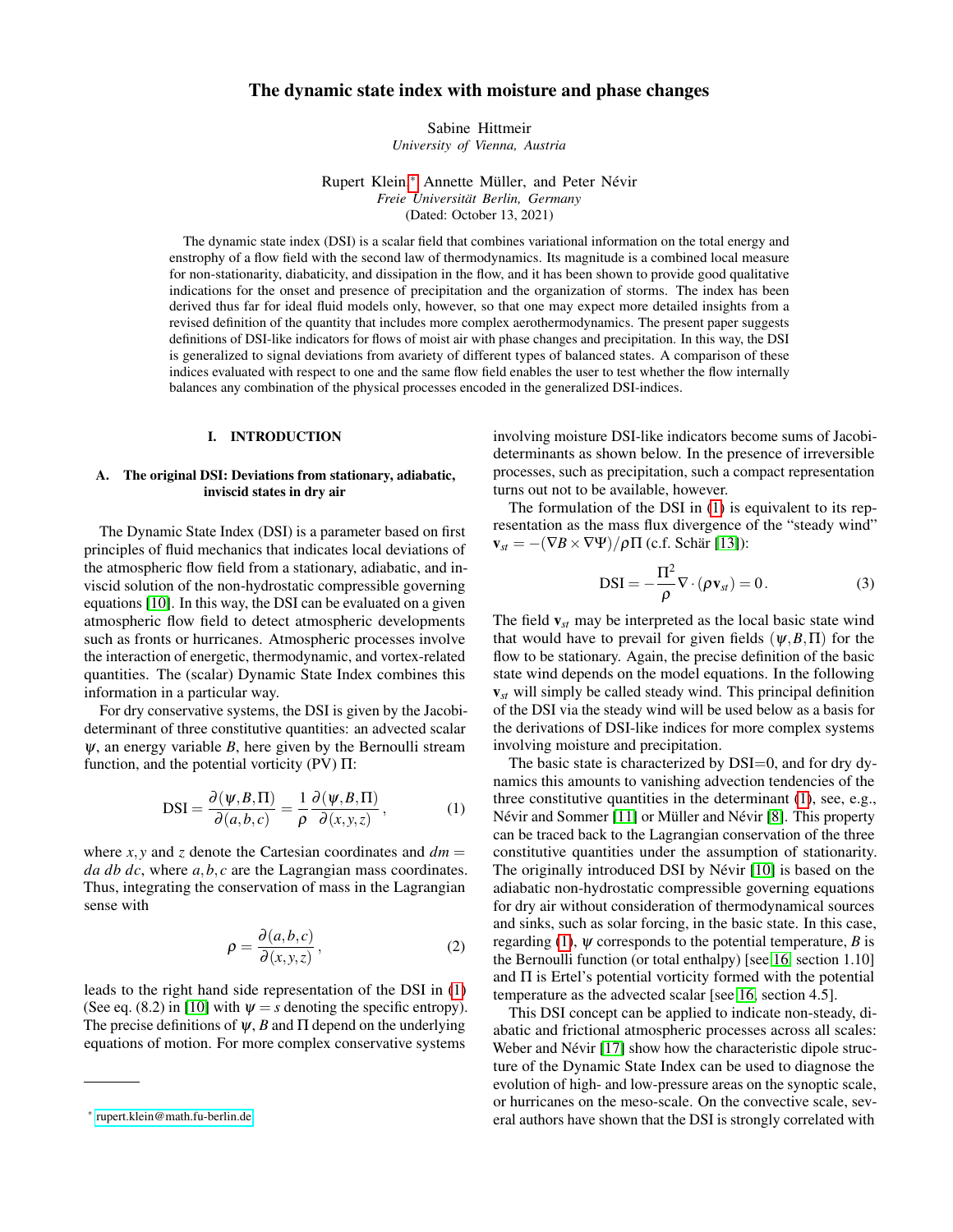# The dynamic state index with moisture and phase changes

Sabine Hittmeir
*University of Vienna, Austria*

Rupert Klein,[*] Annette Müller, and Peter Névir
*Freie Universität Berlin, Germany*
(Dated: October 13, 2021)

The dynamic state index (DSI) is a scalar field that combines variational information on the total energy and enstrophy of a flow field with the second law of thermodynamics. Its magnitude is a combined local measure for non-stationarity, diabaticity, and dissipation in the flow, and it has been shown to provide good qualitative indications for the onset and presence of precipitation and the organization of storms. The index has been derived thus far for ideal fluid models only, however, so that one may expect more detailed insights from a revised definition of the quantity that includes more complex aerothermodynamics. The present paper suggests definitions of DSI-like indicators for flows of moist air with phase changes and precipitation. In this way, the DSI is generalized to signal deviations from avariety of different types of balanced states. A comparison of these indices evaluated with respect to one and the same flow field enables the user to test whether the flow internally balances any combination of the physical processes encoded in the generalized DSI-indices.

## I. INTRODUCTION

### A. The original DSI: Deviations from stationary, adiabatic, inviscid states in dry air

The Dynamic State Index (DSI) is a parameter based on first principles of fluid mechanics that indicates local deviations of the atmospheric flow field from a stationary, adiabatic, and inviscid solution of the non-hydrostatic compressible governing equations [10]. In this way, the DSI can be evaluated on a given atmospheric flow field to detect atmospheric developments such as fronts or hurricanes. Atmospheric processes involve the interaction of energetic, thermodynamic, and vortex-related quantities. The (scalar) Dynamic State Index combines this information in a particular way.

For dry conservative systems, the DSI is given by the Jacobi-determinant of three constitutive quantities: an advected scalar $\psi$, an energy variable $B$, here given by the Bernoulli stream function, and the potential vorticity (PV) $\Pi$:

$$\mathrm{DSI} = \frac{\partial(\psi, B, \Pi)}{\partial(a,b,c)} = \frac{1}{\rho}\frac{\partial(\psi, B, \Pi)}{\partial(x,y,z)}, \tag{1}$$

where $x, y$ and $z$ denote the Cartesian coordinates and $dm = da\, db\, dc$, where $a, b, c$ are the Lagrangian mass coordinates. Thus, integrating the conservation of mass in the Lagrangian sense with

$$\rho = \frac{\partial(a,b,c)}{\partial(x,y,z)}, \tag{2}$$

leads to the right hand side representation of the DSI in (1) (See eq. (8.2) in [10] with $\psi = s$ denoting the specific entropy). The precise definitions of $\psi$, $B$ and $\Pi$ depend on the underlying equations of motion. For more complex conservative systems involving moisture DSI-like indicators become sums of Jacobi-determinants as shown below. In the presence of irreversible processes, such as precipitation, such a compact representation turns out not to be available, however.

The formulation of the DSI in (1) is equivalent to its representation as the mass flux divergence of the "steady wind" $\mathbf{v}_{st} = -(\nabla B \times \nabla \Psi)/\rho\Pi$ (c.f. Schär [13]):

$$\mathrm{DSI} = -\frac{\Pi^2}{\rho}\nabla\cdot(\rho \mathbf{v}_{st}) = 0\,. \tag{3}$$

The field $\mathbf{v}_{st}$ may be interpreted as the local basic state wind that would have to prevail for given fields $(\psi, B, \Pi)$ for the flow to be stationary. Again, the precise definition of the basic state wind depends on the model equations. In the following $\mathbf{v}_{st}$ will simply be called steady wind. This principal definition of the DSI via the steady wind will be used below as a basis for the derivations of DSI-like indices for more complex systems involving moisture and precipitation.

The basic state is characterized by DSI=0, and for dry dynamics this amounts to vanishing advection tendencies of the three constitutive quantities in the determinant (1), see, e.g., Névir and Sommer [11] or Müller and Névir [8]. This property can be traced back to the Lagrangian conservation of the three constitutive quantities under the assumption of stationarity. The originally introduced DSI by Névir [10] is based on the adiabatic non-hydrostatic compressible governing equations for dry air without consideration of thermodynamical sources and sinks, such as solar forcing, in the basic state. In this case, regarding (1), $\psi$ corresponds to the potential temperature, $B$ is the Bernoulli function (or total enthalpy) [see 16, section 1.10] and $\Pi$ is Ertel's potential vorticity formed with the potential temperature as the advected scalar [see 16, section 4.5].

This DSI concept can be applied to indicate non-steady, diabatic and frictional atmospheric processes across all scales: Weber and Névir [17] show how the characteristic dipole structure of the Dynamic State Index can be used to diagnose the evolution of high- and low-pressure areas on the synoptic scale, or hurricanes on the meso-scale. On the convective scale, several authors have shown that the DSI is strongly correlated with

---

[*] rupert.klein@math.fu-berlin.de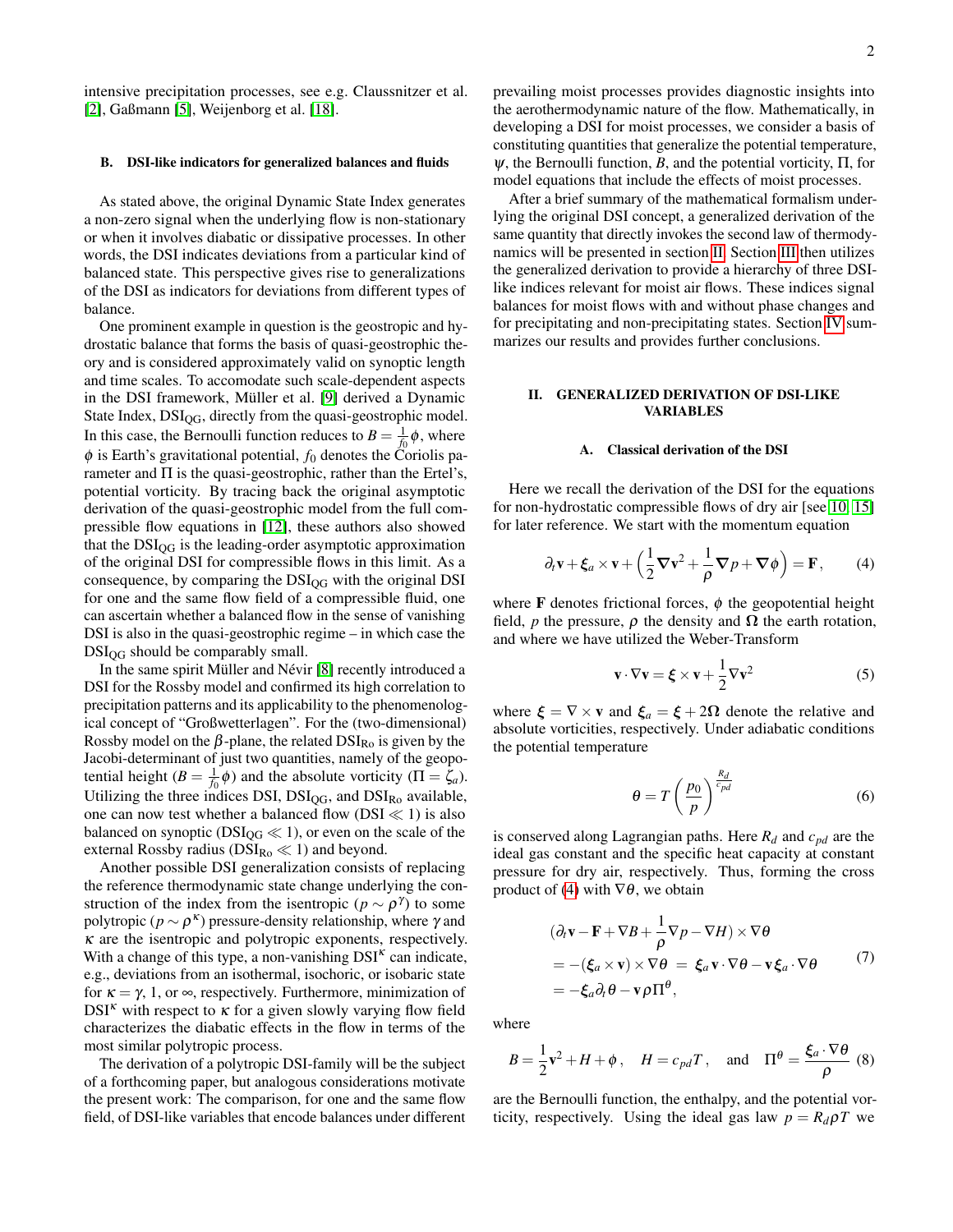intensive precipitation processes, see e.g. Claussnitzer et al. [2], Gaßmann [5], Weijenborg et al. [18].

### B. DSI-like indicators for generalized balances and fluids

As stated above, the original Dynamic State Index generates a non-zero signal when the underlying flow is non-stationary or when it involves diabatic or dissipative processes. In other words, the DSI indicates deviations from a particular kind of balanced state. This perspective gives rise to generalizations of the DSI as indicators for deviations from different types of balance.

One prominent example in question is the geostropic and hydrostatic balance that forms the basis of quasi-geostrophic theory and is considered approximately valid on synoptic length and time scales. To accomodate such scale-dependent aspects in the DSI framework, Müller et al. [9] derived a Dynamic State Index, $\mathrm{DSI}_{\mathrm{QG}}$, directly from the quasi-geostrophic model. In this case, the Bernoulli function reduces to $B = \frac{1}{f_0}\phi$, where $\phi$ is Earth's gravitational potential, $f_0$ denotes the Coriolis parameter and $\Pi$ is the quasi-geostrophic, rather than the Ertel's, potential vorticity. By tracing back the original asymptotic derivation of the quasi-geostrophic model from the full compressible flow equations in [12], these authors also showed that the $\mathrm{DSI}_{\mathrm{QG}}$ is the leading-order asymptotic approximation of the original DSI for compressible flows in this limit. As a consequence, by comparing the $\mathrm{DSI}_{\mathrm{QG}}$ with the original DSI for one and the same flow field of a compressible fluid, one can ascertain whether a balanced flow in the sense of vanishing DSI is also in the quasi-geostrophic regime – in which case the $\mathrm{DSI}_{\mathrm{QG}}$ should be comparably small.

In the same spirit Müller and Névir [8] recently introduced a DSI for the Rossby model and confirmed its high correlation to precipitation patterns and its applicability to the phenomenological concept of "Großwetterlagen". For the (two-dimensional) Rossby model on the $\beta$-plane, the related $\mathrm{DSI}_{\mathrm{Ro}}$ is given by the Jacobi-determinant of just two quantities, namely of the geopotential height ($B = \frac{1}{f_0}\phi$) and the absolute vorticity ($\Pi = \zeta_a$). Utilizing the three indices DSI, $\mathrm{DSI}_{\mathrm{QG}}$, and $\mathrm{DSI}_{\mathrm{Ro}}$ available, one can now test whether a balanced flow ($\mathrm{DSI} \ll 1$) is also balanced on synoptic ($\mathrm{DSI}_{\mathrm{QG}} \ll 1$), or even on the scale of the external Rossby radius ($\mathrm{DSI}_{\mathrm{Ro}} \ll 1$) and beyond.

Another possible DSI generalization consists of replacing the reference thermodynamic state change underlying the construction of the index from the isentropic ($p \sim \rho^{\gamma}$) to some polytropic ($p \sim \rho^{\kappa}$) pressure-density relationship, where $\gamma$ and $\kappa$ are the isentropic and polytropic exponents, respectively. With a change of this type, a non-vanishing $\mathrm{DSI}^{\kappa}$ can indicate, e.g., deviations from an isothermal, isochoric, or isobaric state for $\kappa = \gamma$, 1, or $\infty$, respectively. Furthermore, minimization of $\mathrm{DSI}^{\kappa}$ with respect to $\kappa$ for a given slowly varying flow field characterizes the diabatic effects in the flow in terms of the most similar polytropic process.

The derivation of a polytropic DSI-family will be the subject of a forthcoming paper, but analogous considerations motivate the present work: The comparison, for one and the same flow field, of DSI-like variables that encode balances under different prevailing moist processes provides diagnostic insights into the aerothermodynamic nature of the flow. Mathematically, in developing a DSI for moist processes, we consider a basis of constituting quantities that generalize the potential temperature, $\psi$, the Bernoulli function, $B$, and the potential vorticity, $\Pi$, for model equations that include the effects of moist processes.

After a brief summary of the mathematical formalism underlying the original DSI concept, a generalized derivation of the same quantity that directly invokes the second law of thermodynamics will be presented in section II. Section III then utilizes the generalized derivation to provide a hierarchy of three DSI-like indices relevant for moist air flows. These indices signal balances for moist flows with and without phase changes and for precipitating and non-precipitating states. Section IV summarizes our results and provides further conclusions.

## II. GENERALIZED DERIVATION OF DSI-LIKE VARIABLES

### A. Classical derivation of the DSI

Here we recall the derivation of the DSI for the equations for non-hydrostatic compressible flows of dry air [see [10, 15]] for later reference. We start with the momentum equation

$$\partial_t \mathbf{v} + \boldsymbol{\xi}_a \times \mathbf{v} + \Big(\frac{1}{2}\boldsymbol{\nabla}\mathbf{v}^2 + \frac{1}{\rho}\boldsymbol{\nabla} p + \boldsymbol{\nabla}\phi\Big) = \mathbf{F}\,, \qquad (4)$$

where $\mathbf{F}$ denotes frictional forces, $\phi$ the geopotential height field, $p$ the pressure, $\rho$ the density and $\boldsymbol{\Omega}$ the earth rotation, and where we have utilized the Weber-Transform

$$\mathbf{v}\cdot\nabla\mathbf{v} = \boldsymbol{\xi}\times\mathbf{v} + \frac{1}{2}\nabla\mathbf{v}^2 \qquad (5)$$

where $\boldsymbol{\xi} = \nabla\times\mathbf{v}$ and $\boldsymbol{\xi}_a = \boldsymbol{\xi} + 2\boldsymbol{\Omega}$ denote the relative and absolute vorticities, respectively. Under adiabatic conditions the potential temperature

$$\theta = T\left(\frac{p_0}{p}\right)^{\frac{R_d}{c_{pd}}} \qquad (6)$$

is conserved along Lagrangian paths. Here $R_d$ and $c_{pd}$ are the ideal gas constant and the specific heat capacity at constant pressure for dry air, respectively. Thus, forming the cross product of (4) with $\nabla\theta$, we obtain

$$\begin{aligned}
&\Big(\partial_t\mathbf{v} - \mathbf{F} + \nabla B + \frac{1}{\rho}\nabla p - \nabla H\Big)\times\nabla\theta \\
&= -(\boldsymbol{\xi}_a\times\mathbf{v})\times\nabla\theta \;=\; \boldsymbol{\xi}_a\,\mathbf{v}\cdot\nabla\theta - \mathbf{v}\,\boldsymbol{\xi}_a\cdot\nabla\theta \\
&= -\boldsymbol{\xi}_a\partial_t\theta - \mathbf{v}\rho\Pi^{\theta}\,,
\end{aligned} \qquad (7)$$

where

$$B = \frac{1}{2}\mathbf{v}^2 + H + \phi\,, \quad H = c_{pd}T\,, \quad \text{and} \quad \Pi^{\theta} = \frac{\boldsymbol{\xi}_a\cdot\nabla\theta}{\rho} \qquad (8)$$

are the Bernoulli function, the enthalpy, and the potential vorticity, respectively. Using the ideal gas law $p = R_d\rho T$ we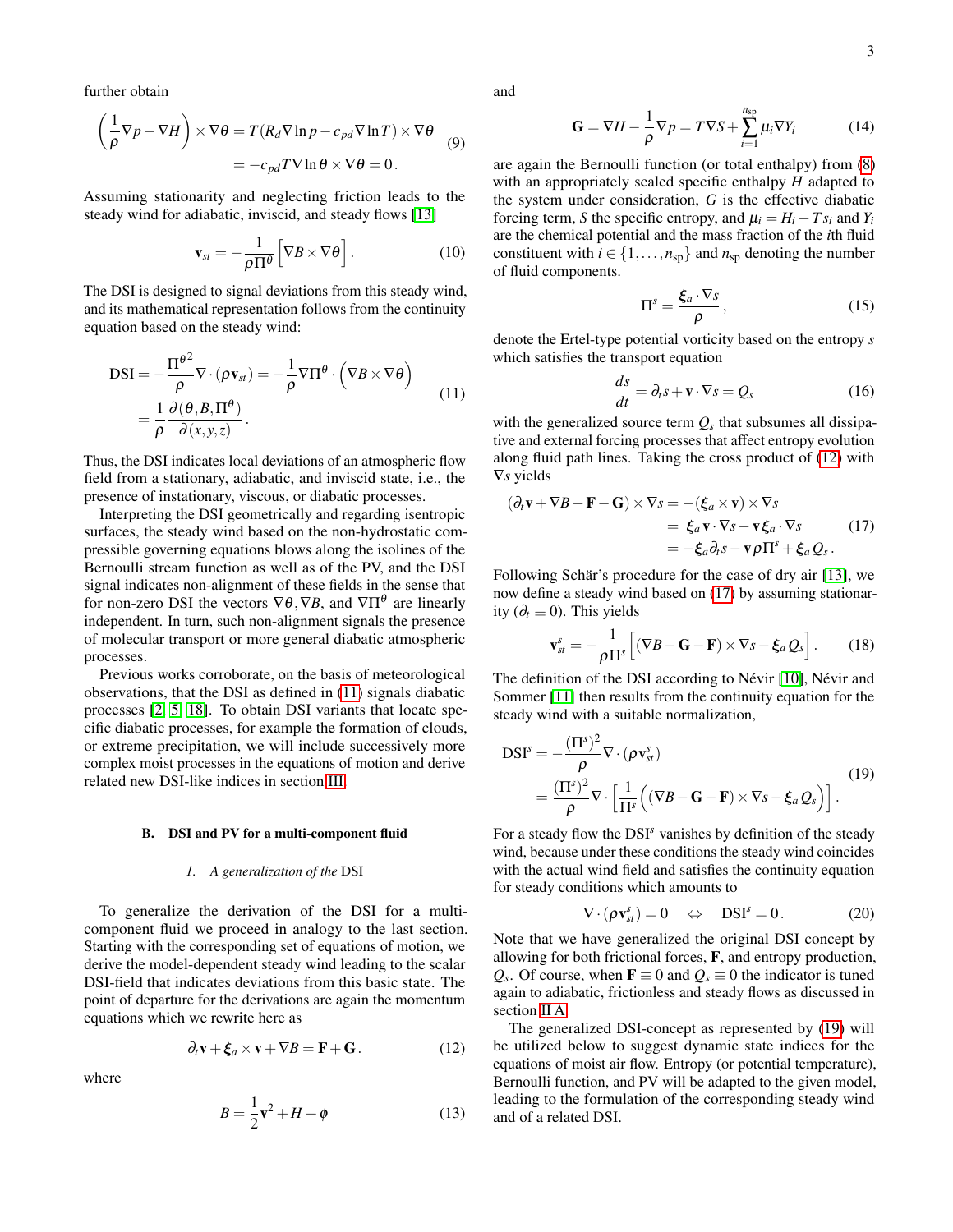further obtain

$$
\left(\frac{1}{\rho}\nabla p - \nabla H\right) \times \nabla\theta = T\left(R_d \nabla \ln p - c_{pd}\nabla \ln T\right) \times \nabla\theta
= -c_{pd} T \nabla \ln\theta \times \nabla\theta = 0\,. \tag{9}
$$

Assuming stationarity and neglecting friction leads to the steady wind for adiabatic, inviscid, and steady flows [13]

$$
\mathbf{v}_{st} = -\frac{1}{\rho\Pi^{\theta}}\left[\nabla B \times \nabla\theta\right]. \tag{10}
$$

The DSI is designed to signal deviations from this steady wind, and its mathematical representation follows from the continuity equation based on the steady wind:

$$
\mathrm{DSI} = -\frac{\Pi^{\theta\,2}}{\rho}\nabla\cdot(\rho\mathbf{v}_{st}) = -\frac{1}{\rho}\nabla\Pi^{\theta}\cdot\left(\nabla B \times \nabla\theta\right)
= \frac{1}{\rho}\frac{\partial(\theta, B, \Pi^{\theta})}{\partial(x,y,z)}\,. \tag{11}
$$

Thus, the DSI indicates local deviations of an atmospheric flow field from a stationary, adiabatic, and inviscid state, i.e., the presence of instationary, viscous, or diabatic processes.

Interpreting the DSI geometrically and regarding isentropic surfaces, the steady wind based on the non-hydrostatic compressible governing equations blows along the isolines of the Bernoulli stream function as well as of the PV, and the DSI signal indicates non-alignment of these fields in the sense that for non-zero DSI the vectors $\nabla\theta, \nabla B$, and $\nabla\Pi^{\theta}$ are linearly independent. In turn, such non-alignment signals the presence of molecular transport or more general diabatic atmospheric processes.

Previous works corroborate, on the basis of meteorological observations, that the DSI as defined in (11) signals diabatic processes [2, 5, 18]. To obtain DSI variants that locate specific diabatic processes, for example the formation of clouds, or extreme precipitation, we will include successively more complex moist processes in the equations of motion and derive related new DSI-like indices in section III.

### B. DSI and PV for a multi-component fluid

#### 1. A generalization of the DSI

To generalize the derivation of the DSI for a multi-component fluid we proceed in analogy to the last section. Starting with the corresponding set of equations of motion, we derive the model-dependent steady wind leading to the scalar DSI-field that indicates deviations from this basic state. The point of departure for the derivations are again the momentum equations which we rewrite here as

$$
\partial_t \mathbf{v} + \boldsymbol{\xi}_a \times \mathbf{v} + \nabla B = \mathbf{F} + \mathbf{G}\,. \tag{12}
$$

where

$$
B = \frac{1}{2}\mathbf{v}^2 + H + \phi \tag{13}
$$

and

$$
\mathbf{G} = \nabla H - \frac{1}{\rho}\nabla p = T\nabla S + \sum_{i=1}^{n_{\mathrm{sp}}}\mu_i \nabla Y_i \tag{14}
$$

are again the Bernoulli function (or total enthalpy) from (8) with an appropriately scaled specific enthalpy $H$ adapted to the system under consideration, $G$ is the effective diabatic forcing term, $S$ the specific entropy, and $\mu_i = H_i - T s_i$ and $Y_i$ are the chemical potential and the mass fraction of the $i$th fluid constituent with $i \in \{1,\ldots,n_{\mathrm{sp}}\}$ and $n_{\mathrm{sp}}$ denoting the number of fluid components.

$$
\Pi^s = \frac{\boldsymbol{\xi}_a\cdot\nabla s}{\rho}\,, \tag{15}
$$

denote the Ertel-type potential vorticity based on the entropy $s$ which satisfies the transport equation

$$
\frac{ds}{dt} = \partial_t s + \mathbf{v}\cdot\nabla s = Q_s \tag{16}
$$

with the generalized source term $Q_s$ that subsumes all dissipative and external forcing processes that affect entropy evolution along fluid path lines. Taking the cross product of (12) with $\nabla s$ yields

$$
\begin{aligned}
(\partial_t\mathbf{v} + \nabla B - \mathbf{F} - \mathbf{G}) \times \nabla s &= -(\boldsymbol{\xi}_a \times \mathbf{v}) \times \nabla s \\
&= \boldsymbol{\xi}_a\,\mathbf{v}\cdot\nabla s - \mathbf{v}\,\boldsymbol{\xi}_a\cdot\nabla s \\
&= -\boldsymbol{\xi}_a\partial_t s - \mathbf{v}\,\rho\Pi^s + \boldsymbol{\xi}_a Q_s\,.
\end{aligned} \tag{17}
$$

Following Schär's procedure for the case of dry air [13], we now define a steady wind based on (17) by assuming stationarity ($\partial_t \equiv 0$). This yields

$$
\mathbf{v}^s_{st} = -\frac{1}{\rho\Pi^s}\left[(\nabla B - \mathbf{G} - \mathbf{F}) \times \nabla s - \boldsymbol{\xi}_a Q_s\right]. \tag{18}
$$

The definition of the DSI according to Névir [10], Névir and Sommer [11] then results from the continuity equation for the steady wind with a suitable normalization,

$$
\begin{aligned}
\mathrm{DSI}^s &= -\frac{(\Pi^s)^2}{\rho}\nabla\cdot(\rho\mathbf{v}^s_{st}) \\
&= \frac{(\Pi^s)^2}{\rho}\nabla\cdot\left[\frac{1}{\Pi^s}\Big((\nabla B - \mathbf{G} - \mathbf{F}) \times \nabla s - \boldsymbol{\xi}_a Q_s\Big)\right].
\end{aligned} \tag{19}
$$

For a steady flow the $\mathrm{DSI}^s$ vanishes by definition of the steady wind, because under these conditions the steady wind coincides with the actual wind field and satisfies the continuity equation for steady conditions which amounts to

$$
\nabla\cdot(\rho\mathbf{v}^s_{st}) = 0 \quad\Leftrightarrow\quad \mathrm{DSI}^s = 0\,. \tag{20}
$$

Note that we have generalized the original DSI concept by allowing for both frictional forces, $\mathbf{F}$, and entropy production, $Q_s$. Of course, when $\mathbf{F} \equiv 0$ and $Q_s \equiv 0$ the indicator is tuned again to adiabatic, frictionless and steady flows as discussed in section II A.

The generalized DSI-concept as represented by (19) will be utilized below to suggest dynamic state indices for the equations of moist air flow. Entropy (or potential temperature), Bernoulli function, and PV will be adapted to the given model, leading to the formulation of the corresponding steady wind and of a related DSI.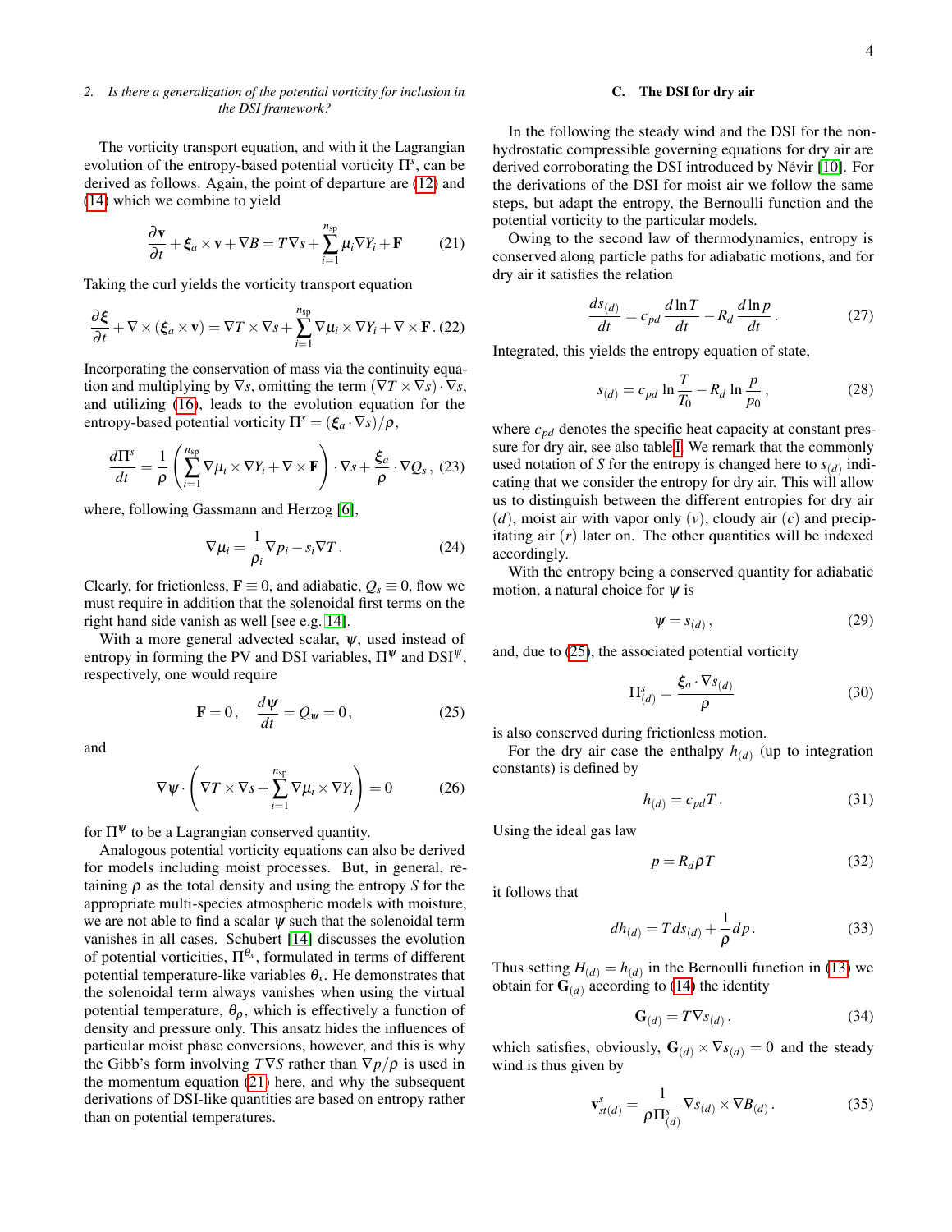*2. Is there a generalization of the potential vorticity for inclusion in the DSI framework?*

The vorticity transport equation, and with it the Lagrangian evolution of the entropy-based potential vorticity $\Pi^s$, can be derived as follows. Again, the point of departure are (12) and (14) which we combine to yield

$$\frac{\partial \mathbf{v}}{\partial t} + \boldsymbol{\xi}_a \times \mathbf{v} + \nabla B = T\nabla s + \sum_{i=1}^{n_{\text{sp}}} \mu_i \nabla Y_i + \mathbf{F} \tag{21}$$

Taking the curl yields the vorticity transport equation

$$\frac{\partial \boldsymbol{\xi}}{\partial t} + \nabla \times (\boldsymbol{\xi}_a \times \mathbf{v}) = \nabla T \times \nabla s + \sum_{i=1}^{n_{\text{sp}}} \nabla \mu_i \times \nabla Y_i + \nabla \times \mathbf{F}\,. \tag{22}$$

Incorporating the conservation of mass via the continuity equation and multiplying by $\nabla s$, omitting the term $(\nabla T \times \nabla s) \cdot \nabla s$, and utilizing (16), leads to the evolution equation for the entropy-based potential vorticity $\Pi^s = (\boldsymbol{\xi}_a \cdot \nabla s)/\rho$,

$$\frac{d\Pi^s}{dt} = \frac{1}{\rho}\left(\sum_{i=1}^{n_{\text{sp}}} \nabla \mu_i \times \nabla Y_i + \nabla \times \mathbf{F}\right) \cdot \nabla s + \frac{\boldsymbol{\xi}_a}{\rho} \cdot \nabla Q_s\,, \tag{23}$$

where, following Gassmann and Herzog [6],

$$\nabla \mu_i = \frac{1}{\rho_i} \nabla p_i - s_i \nabla T\,. \tag{24}$$

Clearly, for frictionless, $\mathbf{F} \equiv 0$, and adiabatic, $Q_s \equiv 0$, flow we must require in addition that the solenoidal first terms on the right hand side vanish as well [see e.g. 14].

With a more general advected scalar, $\psi$, used instead of entropy in forming the PV and DSI variables, $\Pi^\psi$ and DSI$^\psi$, respectively, one would require

$$\mathbf{F} = 0\,, \quad \frac{d\psi}{dt} = Q_\psi = 0\,, \tag{25}$$

and

$$\nabla \psi \cdot \left(\nabla T \times \nabla s + \sum_{i=1}^{n_{\text{sp}}} \nabla \mu_i \times \nabla Y_i\right) = 0 \tag{26}$$

for $\Pi^\psi$ to be a Lagrangian conserved quantity.

Analogous potential vorticity equations can also be derived for models including moist processes. But, in general, retaining $\rho$ as the total density and using the entropy $S$ for the appropriate multi-species atmospheric models with moisture, we are not able to find a scalar $\psi$ such that the solenoidal term vanishes in all cases. Schubert [14] discusses the evolution of potential vorticities, $\Pi^{\theta_x}$, formulated in terms of different potential temperature-like variables $\theta_x$. He demonstrates that the solenoidal term always vanishes when using the virtual potential temperature, $\theta_\rho$, which is effectively a function of density and pressure only. This ansatz hides the influences of particular moist phase conversions, however, and this is why the Gibb's form involving $T\nabla S$ rather than $\nabla p/\rho$ is used in the momentum equation (21) here, and why the subsequent derivations of DSI-like quantities are based on entropy rather than on potential temperatures.

### C. The DSI for dry air

In the following the steady wind and the DSI for the non-hydrostatic compressible governing equations for dry air are derived corroborating the DSI introduced by Névir [10]. For the derivations of the DSI for moist air we follow the same steps, but adapt the entropy, the Bernoulli function and the potential vorticity to the particular models.

Owing to the second law of thermodynamics, entropy is conserved along particle paths for adiabatic motions, and for dry air it satisfies the relation

$$\frac{ds_{(d)}}{dt} = c_{pd}\frac{d\ln T}{dt} - R_d \frac{d\ln p}{dt}\,. \tag{27}$$

Integrated, this yields the entropy equation of state,

$$s_{(d)} = c_{pd}\,\ln\frac{T}{T_0} - R_d\,\ln\frac{p}{p_0}\,, \tag{28}$$

where $c_{pd}$ denotes the specific heat capacity at constant pressure for dry air, see also table I. We remark that the commonly used notation of $S$ for the entropy is changed here to $s_{(d)}$ indicating that we consider the entropy for dry air. This will allow us to distinguish between the different entropies for dry air $(d)$, moist air with vapor only $(v)$, cloudy air $(c)$ and precipitating air $(r)$ later on. The other quantities will be indexed accordingly.

With the entropy being a conserved quantity for adiabatic motion, a natural choice for $\psi$ is

$$\psi = s_{(d)}\,, \tag{29}$$

and, due to (25), the associated potential vorticity

$$\Pi^s_{(d)} = \frac{\boldsymbol{\xi}_a \cdot \nabla s_{(d)}}{\rho} \tag{30}$$

is also conserved during frictionless motion.

For the dry air case the enthalpy $h_{(d)}$ (up to integration constants) is defined by

$$h_{(d)} = c_{pd}T\,. \tag{31}$$

Using the ideal gas law

$$p = R_d \rho T \tag{32}$$

it follows that

$$dh_{(d)} = T\,ds_{(d)} + \frac{1}{\rho}dp\,. \tag{33}$$

Thus setting $H_{(d)} = h_{(d)}$ in the Bernoulli function in (13) we obtain for $\mathbf{G}_{(d)}$ according to (14) the identity

$$\mathbf{G}_{(d)} = T\nabla s_{(d)}\,, \tag{34}$$

which satisfies, obviously, $\mathbf{G}_{(d)} \times \nabla s_{(d)} = 0$ and the steady wind is thus given by

$$\mathbf{v}^s_{st(d)} = \frac{1}{\rho \Pi^s_{(d)}} \nabla s_{(d)} \times \nabla B_{(d)}\,. \tag{35}$$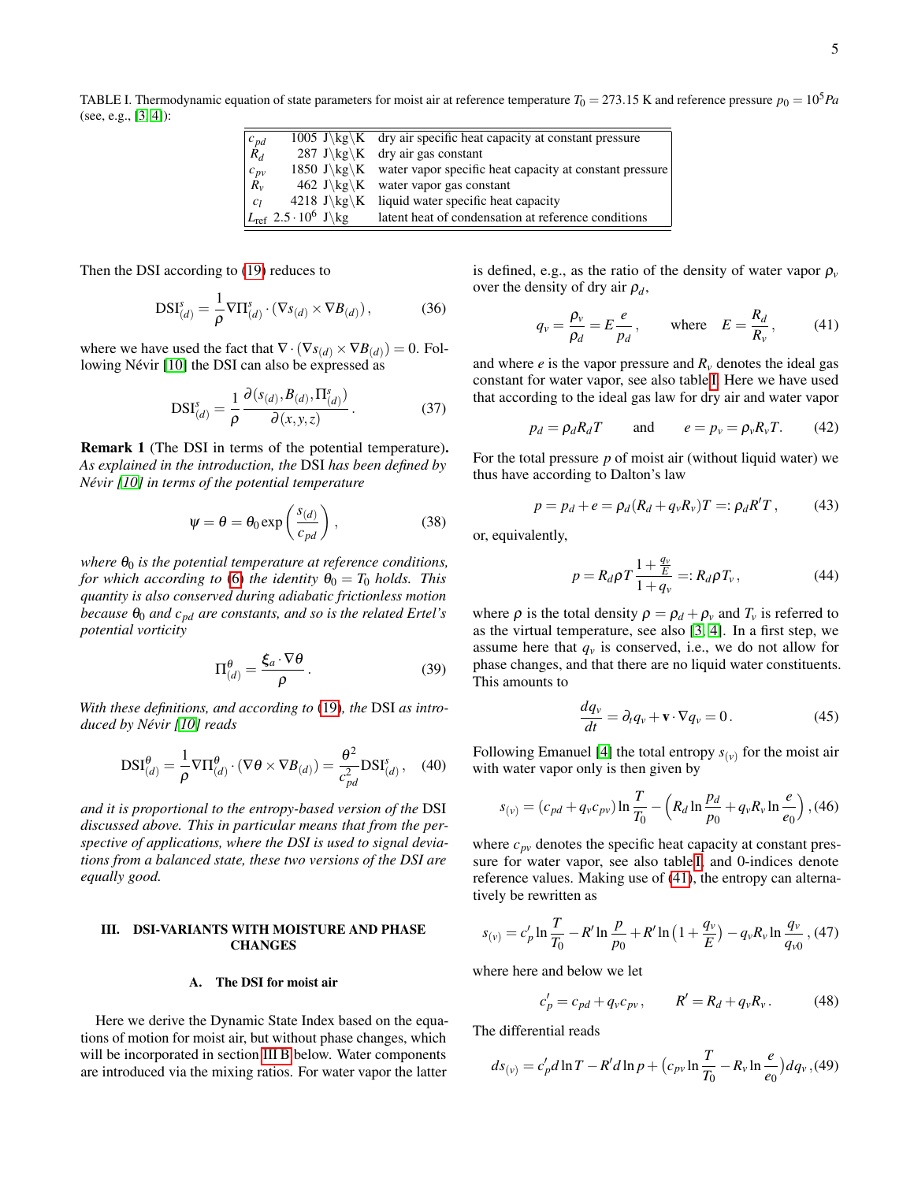TABLE I. Thermodynamic equation of state parameters for moist air at reference temperature $T_0 = 273.15$ K and reference pressure $p_0 = 10^5 Pa$ (see, e.g., [3, 4]):

| | | |
|---|---|---|
| $c_{pd}$ | 1005 J\kg\K | dry air specific heat capacity at constant pressure |
| $R_d$ | 287 J\kg\K | dry air gas constant |
| $c_{pv}$ | 1850 J\kg\K | water vapor specific heat capacity at constant pressure |
| $R_v$ | 462 J\kg\K | water vapor gas constant |
| $c_l$ | 4218 J\kg\K | liquid water specific heat capacity |
| $L_{\rm ref}$ | $2.5 \cdot 10^6$ J\kg | latent heat of condensation at reference conditions |

Then the DSI according to (19) reduces to

$$\mathrm{DSI}^s_{(d)} = \frac{1}{\rho} \nabla \Pi^s_{(d)} \cdot \left( \nabla s_{(d)} \times \nabla B_{(d)} \right), \tag{36}$$

where we have used the fact that $\nabla \cdot (\nabla s_{(d)} \times \nabla B_{(d)}) = 0$. Following Névir [10] the DSI can also be expressed as

$$\mathrm{DSI}^s_{(d)} = \frac{1}{\rho} \frac{\partial (s_{(d)}, B_{(d)}, \Pi^s_{(d)})}{\partial (x,y,z)} . \tag{37}$$

**Remark 1** (The DSI in terms of the potential temperature)**.** *As explained in the introduction, the* DSI *has been defined by Névir [10] in terms of the potential temperature*

$$\psi = \theta = \theta_0 \exp\left( \frac{s_{(d)}}{c_{pd}} \right), \tag{38}$$

*where $\theta_0$ is the potential temperature at reference conditions, for which according to (6) the identity $\theta_0 = T_0$ holds. This quantity is also conserved during adiabatic frictionless motion because $\theta_0$ and $c_{pd}$ are constants, and so is the related Ertel's potential vorticity*

$$\Pi^\theta_{(d)} = \frac{\xi_a \cdot \nabla \theta}{\rho} . \tag{39}$$

*With these definitions, and according to (19), the* DSI *as introduced by Névir [10] reads*

$$\mathrm{DSI}^\theta_{(d)} = \frac{1}{\rho} \nabla \Pi^\theta_{(d)} \cdot \left( \nabla \theta \times \nabla B_{(d)} \right) = \frac{\theta^2}{c_{pd}^2} \mathrm{DSI}^s_{(d)}, \tag{40}$$

*and it is proportional to the entropy-based version of the* DSI *discussed above. This in particular means that from the perspective of applications, where the DSI is used to signal deviations from a balanced state, these two versions of the DSI are equally good.*

## III. DSI-VARIANTS WITH MOISTURE AND PHASE CHANGES

### A. The DSI for moist air

Here we derive the Dynamic State Index based on the equations of motion for moist air, but without phase changes, which will be incorporated in section III B below. Water components are introduced via the mixing ratios. For water vapor the latter is defined, e.g., as the ratio of the density of water vapor $\rho_v$ over the density of dry air $\rho_d$,

$$q_v = \frac{\rho_v}{\rho_d} = E \frac{e}{p_d}, \qquad \text{where} \quad E = \frac{R_d}{R_v}, \tag{41}$$

and where $e$ is the vapor pressure and $R_v$ denotes the ideal gas constant for water vapor, see also table I. Here we have used that according to the ideal gas law for dry air and water vapor

$$p_d = \rho_d R_d T \qquad \text{and} \qquad e = p_v = \rho_v R_v T. \tag{42}$$

For the total pressure $p$ of moist air (without liquid water) we thus have according to Dalton's law

$$p = p_d + e = \rho_d (R_d + q_v R_v) T =: \rho_d R' T, \tag{43}$$

or, equivalently,

$$p = R_d \rho T \frac{1 + \frac{q_v}{E}}{1 + q_v} =: R_d \rho T_v, \tag{44}$$

where $\rho$ is the total density $\rho = \rho_d + \rho_v$ and $T_v$ is referred to as the virtual temperature, see also [3, 4]. In a first step, we assume here that $q_v$ is conserved, i.e., we do not allow for phase changes, and that there are no liquid water constituents. This amounts to

$$\frac{dq_v}{dt} = \partial_t q_v + \mathbf{v} \cdot \nabla q_v = 0. \tag{45}$$

Following Emanuel [4] the total entropy $s_{(v)}$ for the moist air with water vapor only is then given by

$$s_{(v)} = (c_{pd} + q_v c_{pv}) \ln \frac{T}{T_0} - \left( R_d \ln \frac{p_d}{p_0} + q_v R_v \ln \frac{e}{e_0} \right), \tag{46}$$

where $c_{pv}$ denotes the specific heat capacity at constant pressure for water vapor, see also table I, and 0-indices denote reference values. Making use of (41), the entropy can alternatively be rewritten as

$$s_{(v)} = c'_p \ln \frac{T}{T_0} - R' \ln \frac{p}{p_0} + R' \ln\left(1 + \frac{q_v}{E}\right) - q_v R_v \ln \frac{q_v}{q_{v0}}, \tag{47}$$

where here and below we let

$$c'_p = c_{pd} + q_v c_{pv}, \qquad R' = R_d + q_v R_v. \tag{48}$$

The differential reads

$$ds_{(v)} = c'_p d\ln T - R' d\ln p + \left( c_{pv} \ln \frac{T}{T_0} - R_v \ln \frac{e}{e_0} \right) dq_v, \tag{49}$$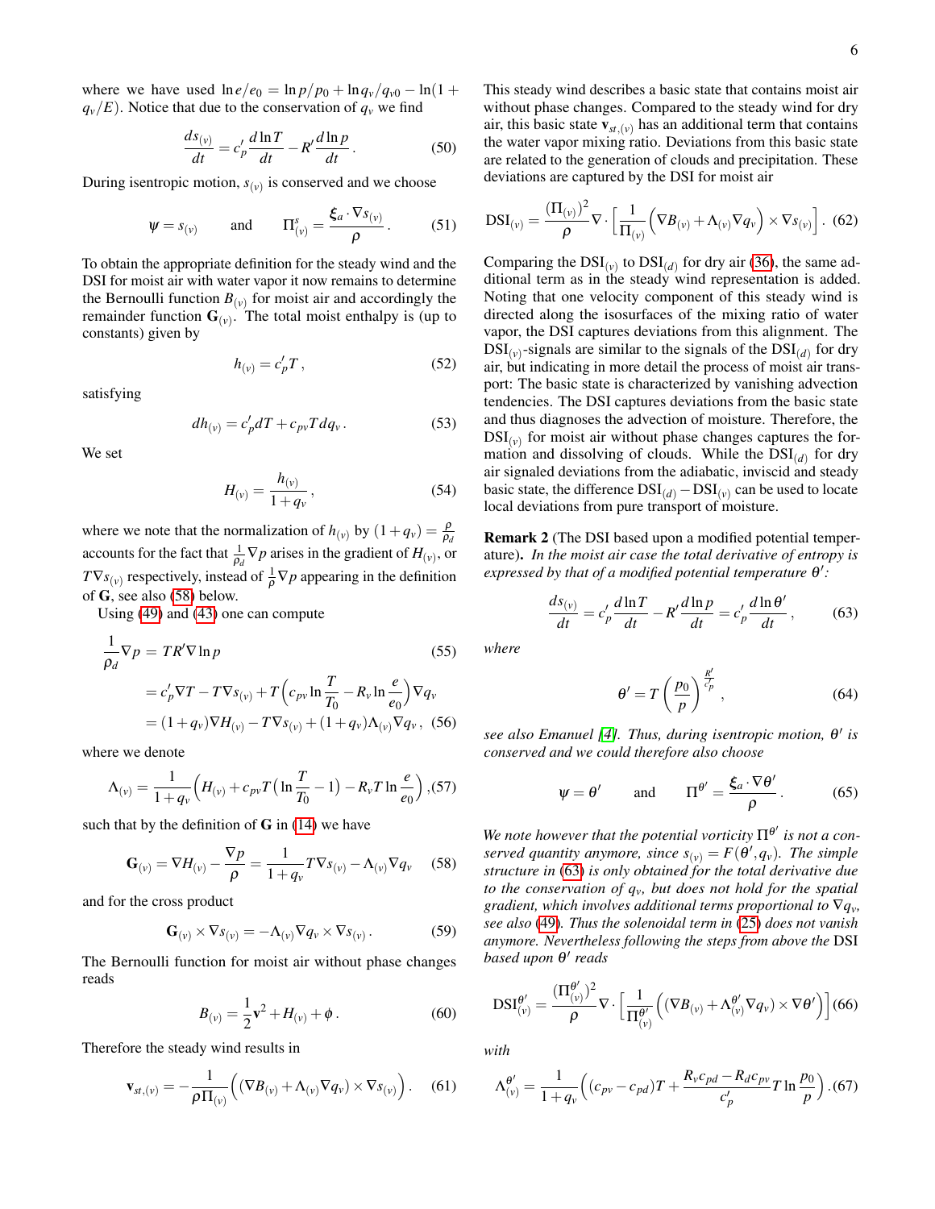where we have used $\ln e/e_0 = \ln p/p_0 + \ln q_v/q_{v0} - \ln(1+q_v/E)$. Notice that due to the conservation of $q_v$ we find

$$\frac{ds_{(v)}}{dt} = c_p' \frac{d\ln T}{dt} - R' \frac{d\ln p}{dt}\,. \tag{50}$$

During isentropic motion, $s_{(v)}$ is conserved and we choose

$$\psi = s_{(v)} \qquad \text{and} \qquad \Pi^s_{(v)} = \frac{\xi_a \cdot \nabla s_{(v)}}{\rho}\,. \tag{51}$$

To obtain the appropriate definition for the steady wind and the DSI for moist air with water vapor it now remains to determine the Bernoulli function $B_{(v)}$ for moist air and accordingly the remainder function $\mathbf{G}_{(v)}$. The total moist enthalpy is (up to constants) given by

$$h_{(v)} = c_p' T\,, \tag{52}$$

satisfying

$$dh_{(v)} = c_p' dT + c_{pv} T dq_v\,. \tag{53}$$

We set

$$H_{(v)} = \frac{h_{(v)}}{1+q_v}\,, \tag{54}$$

where we note that the normalization of $h_{(v)}$ by $(1+q_v) = \frac{\rho}{\rho_d}$ accounts for the fact that $\frac{1}{\rho_d}\nabla p$ arises in the gradient of $H_{(v)}$, or $T\nabla s_{(v)}$ respectively, instead of $\frac{1}{\rho}\nabla p$ appearing in the definition of $\mathbf{G}$, see also (58) below.

Using (49) and (43) one can compute

$$
\begin{aligned}
\frac{1}{\rho_d}\nabla p &= TR'\nabla \ln p \qquad\qquad (55)\\
&= c_p'\nabla T - T\nabla s_{(v)} + T\Big(c_{pv}\ln\frac{T}{T_0} - R_v \ln\frac{e}{e_0}\Big)\nabla q_v\\
&= (1+q_v)\nabla H_{(v)} - T\nabla s_{(v)} + (1+q_v)\Lambda_{(v)}\nabla q_v\,, \quad (56)
\end{aligned}
$$

where we denote

$$\Lambda_{(v)} = \frac{1}{1+q_v}\Big(H_{(v)} + c_{pv}T\big(\ln\frac{T}{T_0} - 1\big) - R_v T \ln\frac{e}{e_0}\Big)\,, \tag{57}$$

such that by the definition of $\mathbf{G}$ in (14) we have

$$\mathbf{G}_{(v)} = \nabla H_{(v)} - \frac{\nabla p}{\rho} = \frac{1}{1+q_v} T\nabla s_{(v)} - \Lambda_{(v)}\nabla q_v \tag{58}$$

and for the cross product

$$\mathbf{G}_{(v)} \times \nabla s_{(v)} = -\Lambda_{(v)}\nabla q_v \times \nabla s_{(v)}\,. \tag{59}$$

The Bernoulli function for moist air without phase changes reads

$$B_{(v)} = \frac{1}{2}\mathbf{v}^2 + H_{(v)} + \phi\,. \tag{60}$$

Therefore the steady wind results in

$$\mathbf{v}_{st,(v)} = -\frac{1}{\rho \Pi_{(v)}}\Big(\big(\nabla B_{(v)} + \Lambda_{(v)}\nabla q_v\big)\times \nabla s_{(v)}\Big)\,. \tag{61}$$

This steady wind describes a basic state that contains moist air without phase changes. Compared to the steady wind for dry air, this basic state $\mathbf{v}_{st,(v)}$ has an additional term that contains the water vapor mixing ratio. Deviations from this basic state are related to the generation of clouds and precipitation. These deviations are captured by the DSI for moist air

$$\mathrm{DSI}_{(v)} = \frac{(\Pi_{(v)})^2}{\rho}\nabla\cdot\Big[\frac{1}{\Pi_{(v)}}\Big(\nabla B_{(v)} + \Lambda_{(v)}\nabla q_v\Big)\times\nabla s_{(v)}\Big]\,. \tag{62}$$

Comparing the $\mathrm{DSI}_{(v)}$ to $\mathrm{DSI}_{(d)}$ for dry air (36), the same additional term as in the steady wind representation is added. Noting that one velocity component of this steady wind is directed along the isosurfaces of the mixing ratio of water vapor, the DSI captures deviations from this alignment. The $\mathrm{DSI}_{(v)}$-signals are similar to the signals of the $\mathrm{DSI}_{(d)}$ for dry air, but indicating in more detail the process of moist air transport: The basic state is characterized by vanishing advection tendencies. The DSI captures deviations from the basic state and thus diagnoses the advection of moisture. Therefore, the $\mathrm{DSI}_{(v)}$ for moist air without phase changes captures the formation and dissolving of clouds. While the $\mathrm{DSI}_{(d)}$ for dry air signaled deviations from the adiabatic, inviscid and steady basic state, the difference $\mathrm{DSI}_{(d)} - \mathrm{DSI}_{(v)}$ can be used to locate local deviations from pure transport of moisture.

**Remark 2** **(The DSI based upon a modified potential temperature).** *In the moist air case the total derivative of entropy is expressed by that of a modified potential temperature $\theta'$:*

$$\frac{ds_{(v)}}{dt} = c_p' \frac{d\ln T}{dt} - R'\frac{d\ln p}{dt} = c_p'\frac{d\ln\theta'}{dt}\,, \tag{63}$$

*where*

$$\theta' = T\left(\frac{p_0}{p}\right)^{\frac{R'}{c_p'}}\,, \tag{64}$$

*see also Emanuel [4]. Thus, during isentropic motion, $\theta'$ is conserved and we could therefore also choose*

$$\psi = \theta' \qquad \text{and} \qquad \Pi^{\theta'} = \frac{\xi_a\cdot\nabla\theta'}{\rho}\,. \tag{65}$$

*We note however that the potential vorticity $\Pi^{\theta'}$ is not a conserved quantity anymore, since $s_{(v)} = F(\theta', q_v)$. The simple structure in (63) is only obtained for the total derivative due to the conservation of $q_v$, but does not hold for the spatial gradient, which involves additional terms proportional to $\nabla q_v$, see also (49). Thus the solenoidal term in (25) does not vanish anymore. Nevertheless following the steps from above the* DSI *based upon $\theta'$ reads*

$$\mathrm{DSI}^{\theta'}_{(v)} = \frac{(\Pi^{\theta'}_{(v)})^2}{\rho}\nabla\cdot\Big[\frac{1}{\Pi^{\theta'}_{(v)}}\Big((\nabla B_{(v)} + \Lambda^{\theta'}_{(v)}\nabla q_v)\times\nabla\theta'\Big)\Big] \tag{66}$$

*with*

$$\Lambda^{\theta'}_{(v)} = \frac{1}{1+q_v}\Big((c_{pv}-c_{pd})T + \frac{R_v c_{pd} - R_d c_{pv}}{c_p'}T\ln\frac{p_0}{p}\Big)\,. \tag{67}$$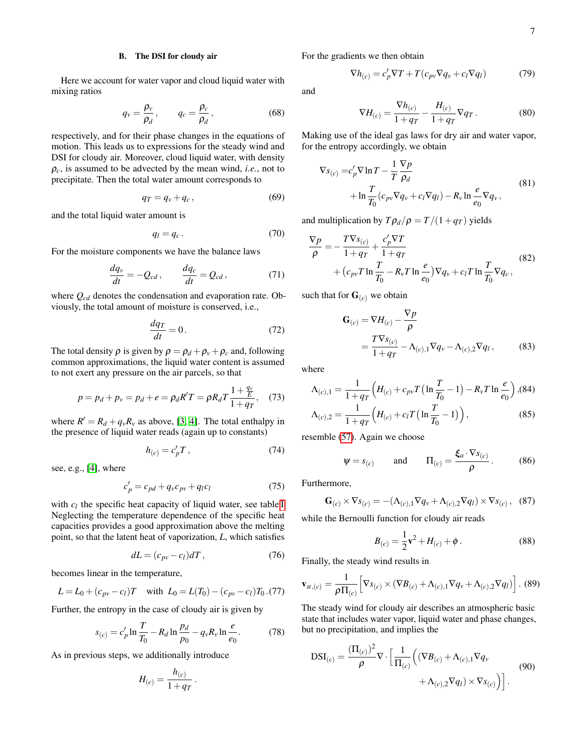### B. The DSI for cloudy air

Here we account for water vapor and cloud liquid water with mixing ratios

$$q_v = \frac{\rho_v}{\rho_d}\,, \qquad q_c = \frac{\rho_c}{\rho_d}\,, \tag{68}$$

respectively, and for their phase changes in the equations of motion. This leads us to expressions for the steady wind and DSI for cloudy air. Moreover, cloud liquid water, with density $\rho_c$, is assumed to be advected by the mean wind, *i.e.*, not to precipitate. Then the total water amount corresponds to

$$q_T = q_v + q_c\,, \tag{69}$$

and the total liquid water amount is

$$q_l = q_c\,. \tag{70}$$

For the moisture components we have the balance laws

$$\frac{dq_v}{dt} = -Q_{cd}\,, \qquad \frac{dq_c}{dt} = Q_{cd}\,, \tag{71}$$

where $Q_{cd}$ denotes the condensation and evaporation rate. Obviously, the total amount of moisture is conserved, i.e.,

$$\frac{dq_T}{dt} = 0\,. \tag{72}$$

The total density $\rho$ is given by $\rho = \rho_d + \rho_v + \rho_c$ and, following common approximations, the liquid water content is assumed to not exert any pressure on the air parcels, so that

$$p = p_d + p_v = p_d + e = \rho_d R' T = \rho R_d T \frac{1 + \frac{q_v}{E}}{1 + q_T}, \tag{73}$$

where $R' = R_d + q_v R_v$ as above, [3, 4]. The total enthalpy in the presence of liquid water reads (again up to constants)

$$h_{(c)} = c_p' T\,, \tag{74}$$

see, e.g., [4], where

$$c_p' = c_{pd} + q_v c_{pv} + q_l c_l \tag{75}$$

with $c_l$ the specific heat capacity of liquid water, see table I. Neglecting the temperature dependence of the specific heat capacities provides a good approximation above the melting point, so that the latent heat of vaporization, $L$, which satisfies

$$dL = (c_{pv} - c_l)dT\,, \tag{76}$$

becomes linear in the temperature,

$$L = L_0 + (c_{pv} - c_l)T \quad \text{with} \quad L_0 = L(T_0) - (c_{pv} - c_l)T_0\,. \tag{77}$$

Further, the entropy in the case of cloudy air is given by

$$s_{(c)} = c_p' \ln\frac{T}{T_0} - R_d \ln\frac{p_d}{p_0} - q_v R_v \ln\frac{e}{e_0}\,. \tag{78}$$

As in previous steps, we additionally introduce

$$H_{(c)} = \frac{h_{(c)}}{1 + q_T}\,.$$

For the gradients we then obtain

$$\nabla h_{(c)} = c_p' \nabla T + T\left(c_{pv} \nabla q_v + c_l \nabla q_l\right) \tag{79}$$

and

$$\nabla H_{(c)} = \frac{\nabla h_{(c)}}{1 + q_T} - \frac{H_{(c)}}{1 + q_T} \nabla q_T\,. \tag{80}$$

Making use of the ideal gas laws for dry air and water vapor, for the entropy accordingly, we obtain

$$\begin{aligned}\nabla s_{(c)} =& c_p' \nabla \ln T - \frac{1}{T}\frac{\nabla p}{\rho_d} \\ &+ \ln\frac{T}{T_0}\left(c_{pv} \nabla q_v + c_l \nabla q_l\right) - R_v \ln\frac{e}{e_0} \nabla q_v\,,\end{aligned} \tag{81}$$

and multiplication by $T\rho_d/\rho = T/(1 + q_T)$ yields

$$\begin{aligned}\frac{\nabla p}{\rho} =& -\frac{T\nabla s_{(c)}}{1 + q_T} + \frac{c_p' \nabla T}{1 + q_T} \\ &+ \left(c_{pv} T \ln\frac{T}{T_0} - R_v T \ln\frac{e}{e_0}\right)\nabla q_v + c_l T \ln\frac{T}{T_0} \nabla q_c\,,\end{aligned} \tag{82}$$

such that for $\mathbf{G}_{(c)}$ we obtain

$$\begin{aligned}\mathbf{G}_{(c)} &= \nabla H_{(c)} - \frac{\nabla p}{\rho} \\ &= \frac{T\nabla s_{(c)}}{1 + q_T} - \Lambda_{(c),1} \nabla q_v - \Lambda_{(c),2} \nabla q_l\,,\end{aligned} \tag{83}$$

where

$$\Lambda_{(c),1} = \frac{1}{1 + q_T}\Big(H_{(c)} + c_{pv} T \big(\ln\frac{T}{T_0} - 1\big) - R_v T \ln\frac{e}{e_0}\Big), \tag{84}$$

$$\Lambda_{(c),2} = \frac{1}{1 + q_T}\Big(H_{(c)} + c_l T \big(\ln\frac{T}{T_0} - 1\big)\Big)\,, \tag{85}$$

resemble (57). Again we choose

$$\psi = s_{(c)} \qquad \text{and} \qquad \Pi_{(c)} = \frac{\boldsymbol{\xi}_a \cdot \nabla s_{(c)}}{\rho}\,. \tag{86}$$

Furthermore,

$$\mathbf{G}_{(c)} \times \nabla s_{(c)} = -\left(\Lambda_{(c),1} \nabla q_v + \Lambda_{(c),2} \nabla q_l\right) \times \nabla s_{(c)}\,, \tag{87}$$

while the Bernoulli function for cloudy air reads

$$B_{(c)} = \frac{1}{2}\mathbf{v}^2 + H_{(c)} + \phi\,. \tag{88}$$

Finally, the steady wind results in

$$\mathbf{v}_{st,(c)} = \frac{1}{\rho \Pi_{(c)}}\Big[\nabla s_{(c)} \times \left(\nabla B_{(c)} + \Lambda_{(c),1} \nabla q_v + \Lambda_{(c),2} \nabla q_l\right)\Big]\,. \tag{89}$$

The steady wind for cloudy air describes an atmospheric basic state that includes water vapor, liquid water and phase changes, but no precipitation, and implies the

$$\begin{aligned}\text{DSI}_{(c)} = \frac{(\Pi_{(c)})^2}{\rho} \nabla \cdot \Big[\frac{1}{\Pi_{(c)}}\Big(&\big(\nabla B_{(c)} + \Lambda_{(c),1} \nabla q_v \\ &+ \Lambda_{(c),2} \nabla q_l\big) \times \nabla s_{(c)}\Big)\Big]\,.\end{aligned} \tag{90}$$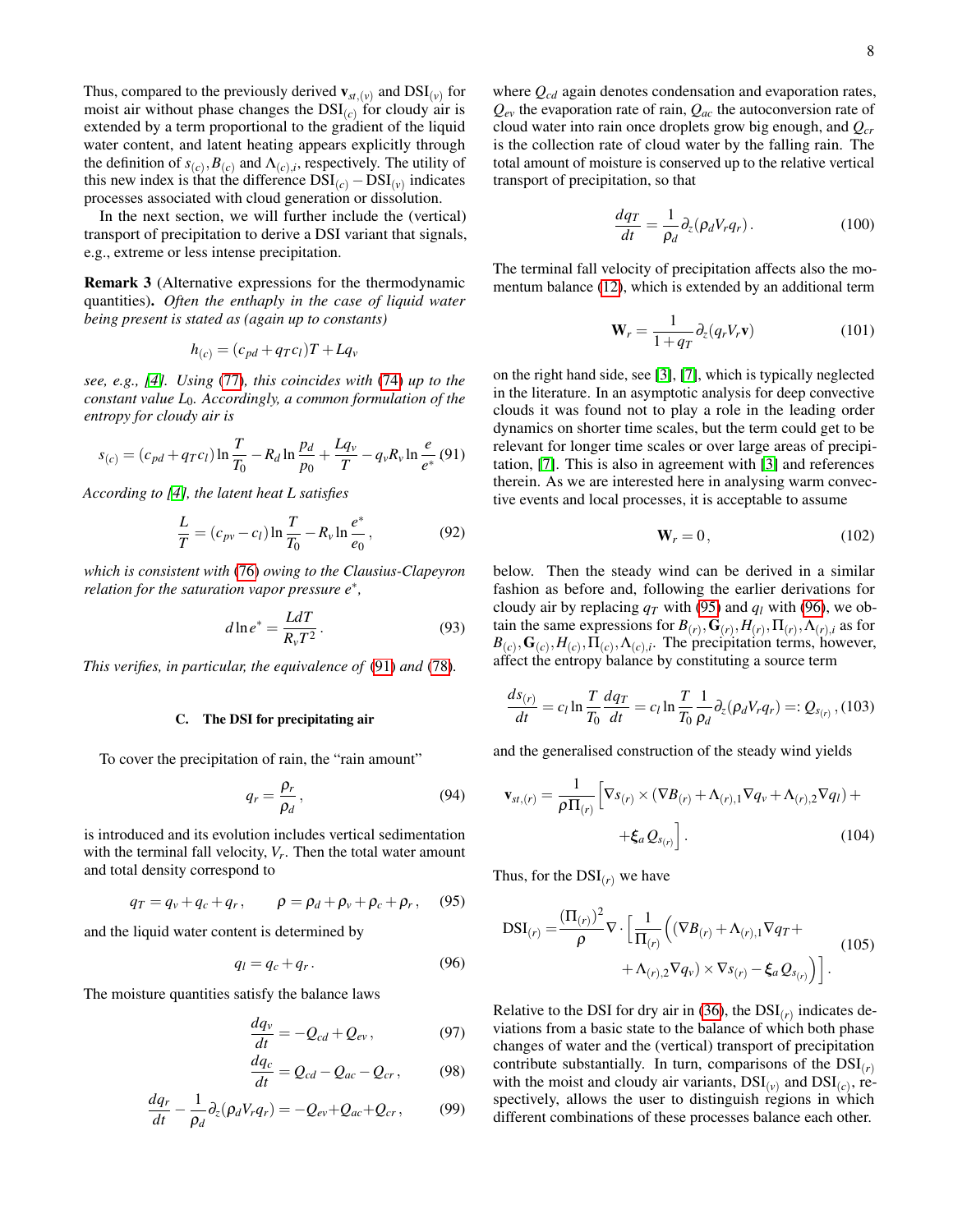Thus, compared to the previously derived $\mathbf{v}_{st,(v)}$ and $\text{DSI}_{(v)}$ for moist air without phase changes the $\text{DSI}_{(c)}$ for cloudy air is extended by a term proportional to the gradient of the liquid water content, and latent heating appears explicitly through the definition of $s_{(c)}, B_{(c)}$ and $\Lambda_{(c),i}$, respectively. The utility of this new index is that the difference $\text{DSI}_{(c)} - \text{DSI}_{(v)}$ indicates processes associated with cloud generation or dissolution.

In the next section, we will further include the (vertical) transport of precipitation to derive a DSI variant that signals, e.g., extreme or less intense precipitation.

**Remark 3** (Alternative expressions for the thermodynamic quantities). *Often the enthaply in the case of liquid water being present is stated as (again up to constants)*

$$h_{(c)} = (c_{pd} + q_T c_l)T + Lq_v$$

*see, e.g., [4]. Using (77), this coincides with (74) up to the constant value $L_0$. Accordingly, a common formulation of the entropy for cloudy air is*

$$s_{(c)} = (c_{pd} + q_T c_l)\ln\frac{T}{T_0} - R_d \ln\frac{p_d}{p_0} + \frac{Lq_v}{T} - q_v R_v \ln\frac{e}{e^*} \quad (91)$$

*According to [4], the latent heat $L$ satisfies*

$$\frac{L}{T} = (c_{pv} - c_l)\ln\frac{T}{T_0} - R_v \ln\frac{e^*}{e_0}, \quad (92)$$

*which is consistent with (76) owing to the Clausius-Clapeyron relation for the saturation vapor pressure $e^*$,*

$$d\ln e^* = \frac{L dT}{R_v T^2}. \quad (93)$$

*This verifies, in particular, the equivalence of (91) and (78).*

### C. The DSI for precipitating air

To cover the precipitation of rain, the "rain amount"

$$q_r = \frac{\rho_r}{\rho_d}, \quad (94)$$

is introduced and its evolution includes vertical sedimentation with the terminal fall velocity, $V_r$. Then the total water amount and total density correspond to

$$q_T = q_v + q_c + q_r, \qquad \rho = \rho_d + \rho_v + \rho_c + \rho_r, \quad (95)$$

and the liquid water content is determined by

$$q_l = q_c + q_r. \quad (96)$$

The moisture quantities satisfy the balance laws

$$\frac{dq_v}{dt} = -Q_{cd} + Q_{ev}, \quad (97)$$

$$\frac{dq_c}{dt} = Q_{cd} - Q_{ac} - Q_{cr}, \quad (98)$$

$$\frac{dq_r}{dt} - \frac{1}{\rho_d}\partial_z(\rho_d V_r q_r) = -Q_{ev} + Q_{ac} + Q_{cr}, \quad (99)$$

where $Q_{cd}$ again denotes condensation and evaporation rates, $Q_{ev}$ the evaporation rate of rain, $Q_{ac}$ the autoconversion rate of cloud water into rain once droplets grow big enough, and $Q_{cr}$ is the collection rate of cloud water by the falling rain. The total amount of moisture is conserved up to the relative vertical transport of precipitation, so that

$$\frac{dq_T}{dt} = \frac{1}{\rho_d}\partial_z(\rho_d V_r q_r). \quad (100)$$

The terminal fall velocity of precipitation affects also the momentum balance (12), which is extended by an additional term

$$\mathbf{W}_r = \frac{1}{1+q_T}\partial_z(q_r V_r \mathbf{v}) \quad (101)$$

on the right hand side, see [3], [7], which is typically neglected in the literature. In an asymptotic analysis for deep convective clouds it was found not to play a role in the leading order dynamics on shorter time scales, but the term could get to be relevant for longer time scales or over large areas of precipitation, [7]. This is also in agreement with [3] and references therein. As we are interested here in analysing warm convective events and local processes, it is acceptable to assume

$$\mathbf{W}_r = 0, \quad (102)$$

below. Then the steady wind can be derived in a similar fashion as before and, following the earlier derivations for cloudy air by replacing $q_T$ with (95) and $q_l$ with (96), we obtain the same expressions for $B_{(r)}, \mathbf{G}_{(r)}, H_{(r)}, \Pi_{(r)}, \Lambda_{(r),i}$ as for $B_{(c)}, \mathbf{G}_{(c)}, H_{(c)}, \Pi_{(c)}, \Lambda_{(c),i}$. The precipitation terms, however, affect the entropy balance by constituting a source term

$$\frac{ds_{(r)}}{dt} = c_l \ln\frac{T}{T_0}\frac{dq_T}{dt} = c_l \ln\frac{T}{T_0}\frac{1}{\rho_d}\partial_z(\rho_d V_r q_r) =: Q_{s_{(r)}}, \quad (103)$$

and the generalised construction of the steady wind yields

$$\mathbf{v}_{st,(r)} = \frac{1}{\rho \Pi_{(r)}}\Big[\nabla s_{(r)} \times (\nabla B_{(r)} + \Lambda_{(r),1}\nabla q_v + \Lambda_{(r),2}\nabla q_l) + \boldsymbol{\xi}_a Q_{s_{(r)}}\Big]. \quad (104)$$

Thus, for the $\text{DSI}_{(r)}$ we have

$$\text{DSI}_{(r)} = \frac{(\Pi_{(r)})^2}{\rho}\nabla\cdot\Big[\frac{1}{\Pi_{(r)}}\Big((\nabla B_{(r)} + \Lambda_{(r),1}\nabla q_T + \Lambda_{(r),2}\nabla q_v) \times \nabla s_{(r)} - \boldsymbol{\xi}_a Q_{s_{(r)}}\Big)\Big]. \quad (105)$$

Relative to the DSI for dry air in (36), the $\text{DSI}_{(r)}$ indicates deviations from a basic state to the balance of which both phase changes of water and the (vertical) transport of precipitation contribute substantially. In turn, comparisons of the $\text{DSI}_{(r)}$ with the moist and cloudy air variants, $\text{DSI}_{(v)}$ and $\text{DSI}_{(c)}$, respectively, allows the user to distinguish regions in which different combinations of these processes balance each other.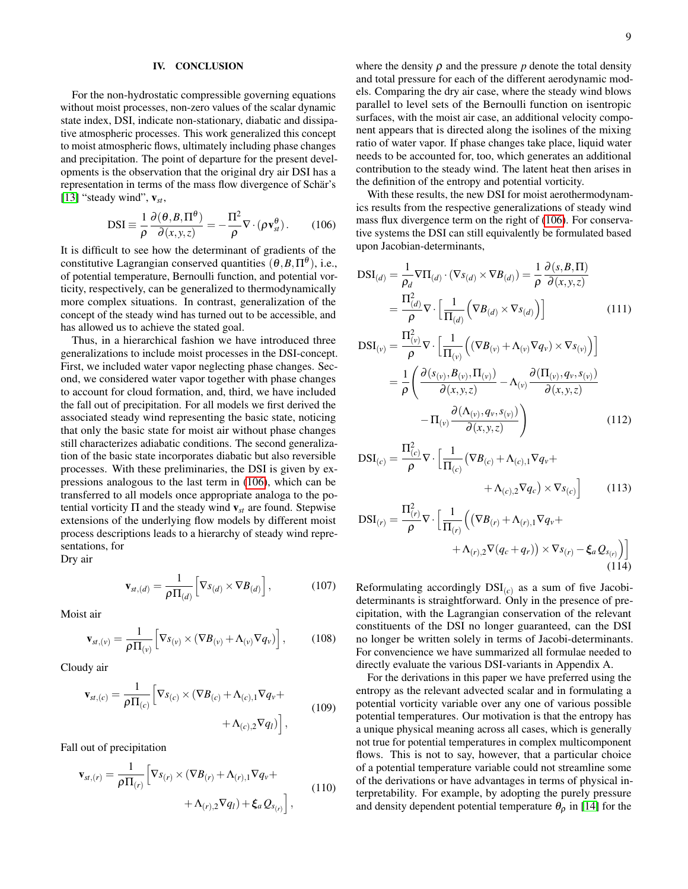## IV. CONCLUSION

For the non-hydrostatic compressible governing equations without moist processes, non-zero values of the scalar dynamic state index, DSI, indicate non-stationary, diabatic and dissipative atmospheric processes. This work generalized this concept to moist atmospheric flows, ultimately including phase changes and precipitation. The point of departure for the present developments is the observation that the original dry air DSI has a representation in terms of the mass flow divergence of Schär's [13] "steady wind", $\mathbf{v}_{st}$,

$$
\mathrm{DSI} \equiv \frac{1}{\rho}\frac{\partial(\theta, B, \Pi^{\theta})}{\partial(x,y,z)} = -\frac{\Pi^2}{\rho}\nabla\cdot\left(\rho\mathbf{v}_{st}^{\theta}\right). \tag{106}
$$

It is difficult to see how the determinant of gradients of the constitutive Lagrangian conserved quantities $(\theta, B, \Pi^{\theta})$, i.e., of potential temperature, Bernoulli function, and potential vorticity, respectively, can be generalized to thermodynamically more complex situations. In contrast, generalization of the concept of the steady wind has turned out to be accessible, and has allowed us to achieve the stated goal.

Thus, in a hierarchical fashion we have introduced three generalizations to include moist processes in the DSI-concept. First, we included water vapor neglecting phase changes. Second, we considered water vapor together with phase changes to account for cloud formation, and, third, we have included the fall out of precipitation. For all models we first derived the associated steady wind representing the basic state, noticing that only the basic state for moist air without phase changes still characterizes adiabatic conditions. The second generalization of the basic state incorporates diabatic but also reversible processes. With these preliminaries, the DSI is given by expressions analogous to the last term in (106), which can be transferred to all models once appropriate analoga to the potential vorticity $\Pi$ and the steady wind $\mathbf{v}_{st}$ are found. Stepwise extensions of the underlying flow models by different moist process descriptions leads to a hierarchy of steady wind representations, for

Dry air

$$
\mathbf{v}_{st,(d)} = \frac{1}{\rho\Pi_{(d)}}\Big[\nabla s_{(d)} \times \nabla B_{(d)}\Big], \tag{107}
$$

Moist air

$$
\mathbf{v}_{st,(v)} = \frac{1}{\rho\Pi_{(v)}}\Big[\nabla s_{(v)} \times (\nabla B_{(v)} + \Lambda_{(v)}\nabla q_v)\Big], \tag{108}
$$

Cloudy air

$$
\mathbf{v}_{st,(c)} = \frac{1}{\rho\Pi_{(c)}}\Big[\nabla s_{(c)} \times (\nabla B_{(c)} + \Lambda_{(c),1}\nabla q_v + \Lambda_{(c),2}\nabla q_l)\Big], \tag{109}
$$

Fall out of precipitation

$$
\mathbf{v}_{st,(r)} = \frac{1}{\rho\Pi_{(r)}}\Big[\nabla s_{(r)} \times (\nabla B_{(r)} + \Lambda_{(r),1}\nabla q_v + \Lambda_{(r),2}\nabla q_l) + \boldsymbol{\xi}_a Q_{s_{(r)}}\Big], \tag{110}
$$

where the density $\rho$ and the pressure $p$ denote the total density and total pressure for each of the different aerodynamic models. Comparing the dry air case, where the steady wind blows parallel to level sets of the Bernoulli function on isentropic surfaces, with the moist air case, an additional velocity component appears that is directed along the isolines of the mixing ratio of water vapor. If phase changes take place, liquid water needs to be accounted for, too, which generates an additional contribution to the steady wind. The latent heat then arises in the definition of the entropy and potential vorticity.

With these results, the new DSI for moist aerothermodynamics results from the respective generalizations of steady wind mass flux divergence term on the right of (106). For conservative systems the DSI can still equivalently be formulated based upon Jacobian-determinants,

$$
\begin{aligned}
\mathrm{DSI}_{(d)} &= \frac{1}{\rho_d}\nabla\Pi_{(d)}\cdot(\nabla s_{(d)} \times \nabla B_{(d)}) = \frac{1}{\rho}\frac{\partial(s,B,\Pi)}{\partial(x,y,z)} \\
&= \frac{\Pi_{(d)}^2}{\rho}\nabla\cdot\Big[\frac{1}{\Pi_{(d)}}\Big(\nabla B_{(d)} \times \nabla s_{(d)}\Big)\Big]
\end{aligned} \tag{111}
$$

$$
\begin{aligned}
\mathrm{DSI}_{(v)} &= \frac{\Pi_{(v)}^2}{\rho}\nabla\cdot\Big[\frac{1}{\Pi_{(v)}}\Big((\nabla B_{(v)} + \Lambda_{(v)}\nabla q_v) \times \nabla s_{(v)}\Big)\Big] \\
&= \frac{1}{\rho}\Bigg(\frac{\partial(s_{(v)}, B_{(v)}, \Pi_{(v)})}{\partial(x,y,z)} - \Lambda_{(v)}\frac{\partial(\Pi_{(v)}, q_v, s_{(v)})}{\partial(x,y,z)} \\
&\qquad - \Pi_{(v)}\frac{\partial(\Lambda_{(v)}, q_v, s_{(v)})}{\partial(x,y,z)}\Bigg)
\end{aligned} \tag{112}
$$

$$
\mathrm{DSI}_{(c)} = \frac{\Pi_{(c)}^2}{\rho}\nabla\cdot\Big[\frac{1}{\Pi_{(c)}}\big(\nabla B_{(c)} + \Lambda_{(c),1}\nabla q_v + \Lambda_{(c),2}\nabla q_c\big) \times \nabla s_{(c)}\Big] \tag{113}
$$

$$
\mathrm{DSI}_{(r)} = \frac{\Pi_{(r)}^2}{\rho}\nabla\cdot\Big[\frac{1}{\Pi_{(r)}}\Big(\big(\nabla B_{(r)} + \Lambda_{(r),1}\nabla q_v + \Lambda_{(r),2}\nabla(q_c + q_r)\big) \times \nabla s_{(r)} - \boldsymbol{\xi}_a Q_{s_{(r)}}\Big)\Big] \tag{114}
$$

Reformulating accordingly $\mathrm{DSI}_{(c)}$ as a sum of five Jacobi-determinants is straightforward. Only in the presence of precipitation, with the Lagrangian conservation of the relevant constituents of the DSI no longer guaranteed, can the DSI no longer be written solely in terms of Jacobi-determinants. For convencience we have summarized all formulae needed to directly evaluate the various DSI-variants in Appendix A.

For the derivations in this paper we have preferred using the entropy as the relevant advected scalar and in formulating a potential vorticity variable over any one of various possible potential temperatures. Our motivation is that the entropy has a unique physical meaning across all cases, which is generally not true for potential temperatures in complex multicomponent flows. This is not to say, however, that a particular choice of a potential temperature variable could not streamline some of the derivations or have advantages in terms of physical interpretability. For example, by adopting the purely pressure and density dependent potential temperature $\theta_\rho$ in [14] for the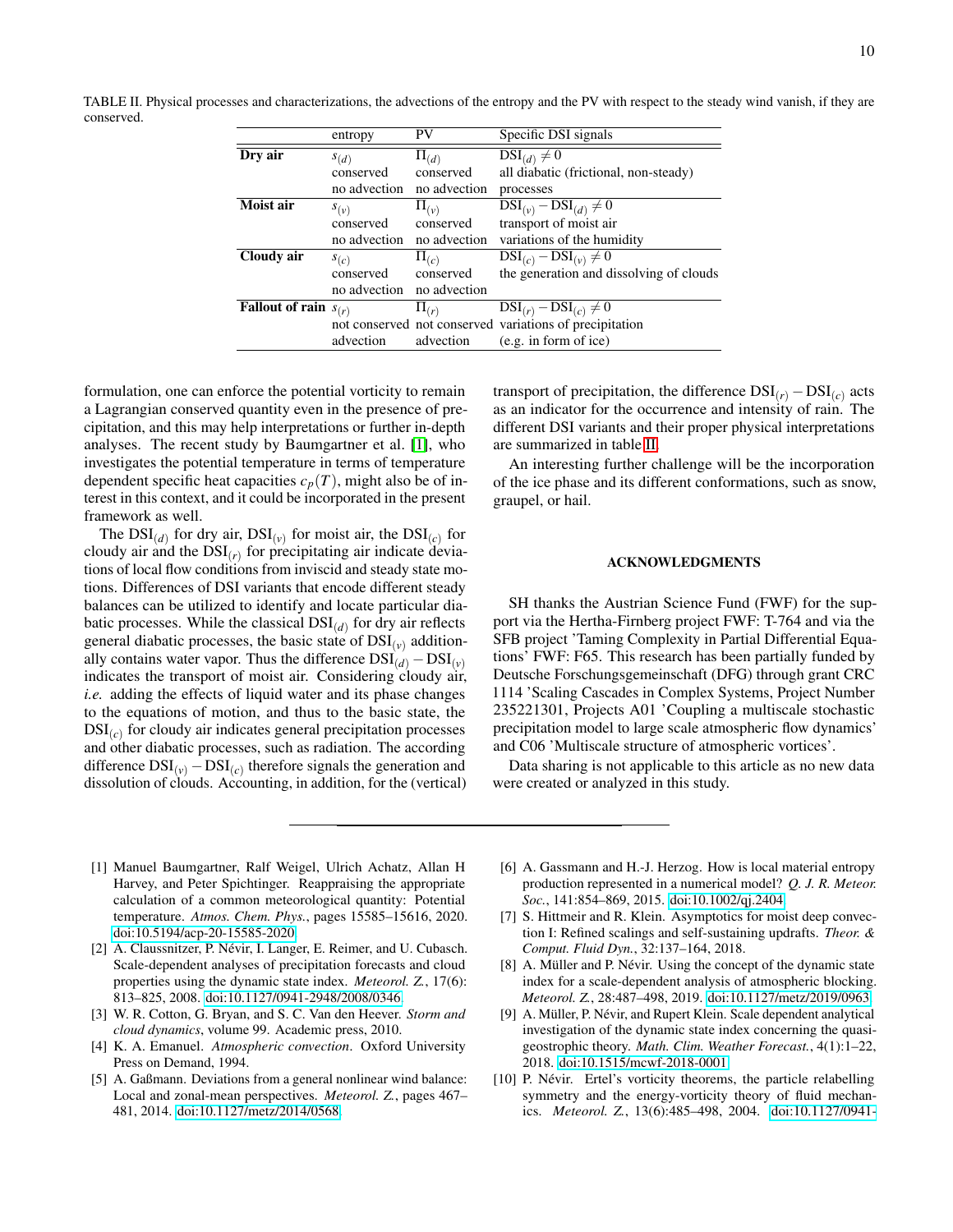TABLE II. Physical processes and characterizations, the advections of the entropy and the PV with respect to the steady wind vanish, if they are conserved.

| | entropy | PV | Specific DSI signals |
|---|---|---|---|
| **Dry air** | $s_{(d)}$ | $\Pi_{(d)}$ | $\mathrm{DSI}_{(d)} \neq 0$ |
| | conserved | conserved | all diabatic (frictional, non-steady) |
| | no advection | no advection | processes |
| **Moist air** | $s_{(v)}$ | $\Pi_{(v)}$ | $\mathrm{DSI}_{(v)} - \mathrm{DSI}_{(d)} \neq 0$ |
| | conserved | conserved | transport of moist air |
| | no advection | no advection | variations of the humidity |
| **Cloudy air** | $s_{(c)}$ | $\Pi_{(c)}$ | $\mathrm{DSI}_{(c)} - \mathrm{DSI}_{(v)} \neq 0$ |
| | conserved | conserved | the generation and dissolving of clouds |
| | no advection | no advection | |
| **Fallout of rain** | $s_{(r)}$ | $\Pi_{(r)}$ | $\mathrm{DSI}_{(r)} - \mathrm{DSI}_{(c)} \neq 0$ |
| | not conserved | not conserved | variations of precipitation |
| | advection | advection | (e.g. in form of ice) |

formulation, one can enforce the potential vorticity to remain a Lagrangian conserved quantity even in the presence of precipitation, and this may help interpretations or further in-depth analyses. The recent study by Baumgartner et al. [1], who investigates the potential temperature in terms of temperature dependent specific heat capacities $c_p(T)$, might also be of interest in this context, and it could be incorporated in the present framework as well.

The $\mathrm{DSI}_{(d)}$ for dry air, $\mathrm{DSI}_{(v)}$ for moist air, the $\mathrm{DSI}_{(c)}$ for cloudy air and the $\mathrm{DSI}_{(r)}$ for precipitating air indicate deviations of local flow conditions from inviscid and steady state motions. Differences of DSI variants that encode different steady balances can be utilized to identify and locate particular diabatic processes. While the classical $\mathrm{DSI}_{(d)}$ for dry air reflects general diabatic processes, the basic state of $\mathrm{DSI}_{(v)}$ additionally contains water vapor. Thus the difference $\mathrm{DSI}_{(d)} - \mathrm{DSI}_{(v)}$ indicates the transport of moist air. Considering cloudy air, *i.e.* adding the effects of liquid water and its phase changes to the equations of motion, and thus to the basic state, the $\mathrm{DSI}_{(c)}$ for cloudy air indicates general precipitation processes and other diabatic processes, such as radiation. The according difference $\mathrm{DSI}_{(v)} - \mathrm{DSI}_{(c)}$ therefore signals the generation and dissolution of clouds. Accounting, in addition, for the (vertical) transport of precipitation, the difference $\mathrm{DSI}_{(r)} - \mathrm{DSI}_{(c)}$ acts as an indicator for the occurrence and intensity of rain. The different DSI variants and their proper physical interpretations are summarized in table II.

An interesting further challenge will be the incorporation of the ice phase and its different conformations, such as snow, graupel, or hail.

## ACKNOWLEDGMENTS

SH thanks the Austrian Science Fund (FWF) for the support via the Hertha-Firnberg project FWF: T-764 and via the SFB project 'Taming Complexity in Partial Differential Equations' FWF: F65. This research has been partially funded by Deutsche Forschungsgemeinschaft (DFG) through grant CRC 1114 'Scaling Cascades in Complex Systems, Project Number 235221301, Projects A01 'Coupling a multiscale stochastic precipitation model to large scale atmospheric flow dynamics' and C06 'Multiscale structure of atmospheric vortices'.

Data sharing is not applicable to this article as no new data were created or analyzed in this study.

---

[1] Manuel Baumgartner, Ralf Weigel, Ulrich Achatz, Allan H Harvey, and Peter Spichtinger. Reappraising the appropriate calculation of a common meteorological quantity: Potential temperature. *Atmos. Chem. Phys.*, pages 15585–15616, 2020. doi:10.5194/acp-20-15585-2020.

[2] A. Claussnitzer, P. Névir, I. Langer, E. Reimer, and U. Cubasch. Scale-dependent analyses of precipitation forecasts and cloud properties using the dynamic state index. *Meteorol. Z.*, 17(6): 813–825, 2008. doi:10.1127/0941-2948/2008/0346.

[3] W. R. Cotton, G. Bryan, and S. C. Van den Heever. *Storm and cloud dynamics*, volume 99. Academic press, 2010.

[4] K. A. Emanuel. *Atmospheric convection*. Oxford University Press on Demand, 1994.

[5] A. Gaßmann. Deviations from a general nonlinear wind balance: Local and zonal-mean perspectives. *Meteorol. Z.*, pages 467–481, 2014. doi:10.1127/metz/2014/0568.

[6] A. Gassmann and H.-J. Herzog. How is local material entropy production represented in a numerical model? *Q. J. R. Meteor. Soc.*, 141:854–869, 2015. doi:10.1002/qj.2404.

[7] S. Hittmeir and R. Klein. Asymptotics for moist deep convection I: Refined scalings and self-sustaining updrafts. *Theor. & Comput. Fluid Dyn.*, 32:137–164, 2018.

[8] A. Müller and P. Névir. Using the concept of the dynamic state index for a scale-dependent analysis of atmospheric blocking. *Meteorol. Z.*, 28:487–498, 2019. doi:10.1127/metz/2019/0963.

[9] A. Müller, P. Névir, and Rupert Klein. Scale dependent analytical investigation of the dynamic state index concerning the quasi-geostrophic theory. *Math. Clim. Weather Forecast.*, 4(1):1–22, 2018. doi:10.1515/mcwf-2018-0001.

[10] P. Névir. Ertel's vorticity theorems, the particle relabelling symmetry and the energy-vorticity theory of fluid mechanics. *Meteorol. Z.*, 13(6):485–498, 2004. doi:10.1127/0941-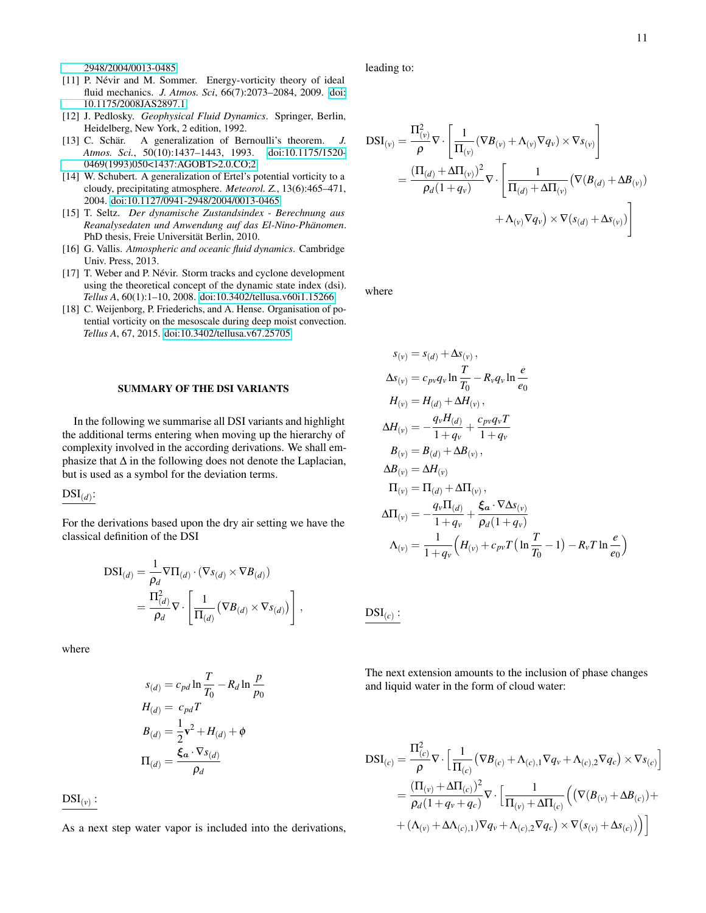2948/2004/0013-0485

[11] P. Névir and M. Sommer. Energy-vorticity theory of ideal fluid mechanics. *J. Atmos. Sci*, 66(7):2073–2084, 2009. doi:10.1175/2008JAS2897.1

[12] J. Pedlosky. *Geophysical Fluid Dynamics*. Springer, Berlin, Heidelberg, New York, 2 edition, 1992.

[13] C. Schär. A generalization of Bernoulli's theorem. *J. Atmos. Sci.*, 50(10):1437–1443, 1993. doi:10.1175/1520-0469(1993)050<1437:AGOBT>2.0.CO;2

[14] W. Schubert. A generalization of Ertel's potential vorticity to a cloudy, precipitating atmosphere. *Meteorol. Z.*, 13(6):465–471, 2004. doi:10.1127/0941-2948/2004/0013-0465

[15] T. Seltz. *Der dynamische Zustandsindex - Berechnung aus Reanalysedaten und Anwendung auf das El-Nino-Phänomen*. PhD thesis, Freie Universität Berlin, 2010.

[16] G. Vallis. *Atmospheric and oceanic fluid dynamics*. Cambridge Univ. Press, 2013.

[17] T. Weber and P. Névir. Storm tracks and cyclone development using the theoretical concept of the dynamic state index (dsi). *Tellus A*, 60(1):1–10, 2008. doi:10.3402/tellusa.v60i1.15266

[18] C. Weijenborg, P. Friederichs, and A. Hense. Organisation of potential vorticity on the mesoscale during deep moist convection. *Tellus A*, 67, 2015. doi:10.3402/tellusa.v67.25705

## SUMMARY OF THE DSI VARIANTS

In the following we summarise all DSI variants and highlight the additional terms entering when moving up the hierarchy of complexity involved in the according derivations. We shall emphasize that $\Delta$ in the following does not denote the Laplacian, but is used as a symbol for the deviation terms.

$\mathrm{DSI}_{(d)}$:

For the derivations based upon the dry air setting we have the classical definition of the DSI

$$
\begin{aligned}
\mathrm{DSI}_{(d)} &= \frac{1}{\rho_d}\nabla\Pi_{(d)} \cdot \left(\nabla s_{(d)} \times \nabla B_{(d)}\right) \\
&= \frac{\Pi_{(d)}^2}{\rho_d}\nabla\cdot\left[\frac{1}{\Pi_{(d)}}\left(\nabla B_{(d)} \times \nabla s_{(d)}\right)\right],
\end{aligned}
$$

where

$$
\begin{aligned}
s_{(d)} &= c_{pd}\ln\frac{T}{T_0} - R_d \ln\frac{p}{p_0} \\
H_{(d)} &= c_{pd}T \\
B_{(d)} &= \frac{1}{2}\mathbf{v}^2 + H_{(d)} + \phi \\
\Pi_{(d)} &= \frac{\boldsymbol{\xi}_{\boldsymbol{a}} \cdot \nabla s_{(d)}}{\rho_d}
\end{aligned}
$$

$\mathrm{DSI}_{(v)}$ :

As a next step water vapor is included into the derivations, leading to:

$$
\begin{aligned}
\mathrm{DSI}_{(v)} &= \frac{\Pi_{(v)}^2}{\rho}\nabla\cdot\left[\frac{1}{\Pi_{(v)}}\left(\nabla B_{(v)} + \Lambda_{(v)}\nabla q_v\right)\times\nabla s_{(v)}\right] \\
&= \frac{\left(\Pi_{(d)}+\Delta\Pi_{(v)}\right)^2}{\rho_d(1+q_v)}\nabla\cdot\Bigg[\frac{1}{\Pi_{(d)}+\Delta\Pi_{(v)}}\Big(\nabla\left(B_{(d)}+\Delta B_{(v)}\right) \\
&\qquad + \Lambda_{(v)}\nabla q_v\Big)\times\nabla\left(s_{(d)}+\Delta s_{(v)}\right)\Bigg]
\end{aligned}
$$

where

$$
\begin{aligned}
s_{(v)} &= s_{(d)} + \Delta s_{(v)}\,, \\
\Delta s_{(v)} &= c_{pv}q_v\ln\frac{T}{T_0} - R_v q_v \ln\frac{e}{e_0} \\
H_{(v)} &= H_{(d)} + \Delta H_{(v)}\,, \\
\Delta H_{(v)} &= -\frac{q_v H_{(d)}}{1+q_v} + \frac{c_{pv}q_v T}{1+q_v} \\
B_{(v)} &= B_{(d)} + \Delta B_{(v)}\,, \\
\Delta B_{(v)} &= \Delta H_{(v)} \\
\Pi_{(v)} &= \Pi_{(d)} + \Delta\Pi_{(v)}\,, \\
\Delta\Pi_{(v)} &= -\frac{q_v\Pi_{(d)}}{1+q_v} + \frac{\boldsymbol{\xi}_{\boldsymbol{a}}\cdot\nabla\Delta s_{(v)}}{\rho_d(1+q_v)} \\
\Lambda_{(v)} &= \frac{1}{1+q_v}\Big(H_{(v)} + c_{pv}T\big(\ln\frac{T}{T_0} - 1\big) - R_v T\ln\frac{e}{e_0}\Big)
\end{aligned}
$$

$\mathrm{DSI}_{(c)}$ :

The next extension amounts to the inclusion of phase changes and liquid water in the form of cloud water:

$$
\begin{aligned}
\mathrm{DSI}_{(c)} &= \frac{\Pi_{(c)}^2}{\rho}\nabla\cdot\left[\frac{1}{\Pi_{(c)}}\left(\nabla B_{(c)} + \Lambda_{(c),1}\nabla q_v + \Lambda_{(c),2}\nabla q_c\right)\times\nabla s_{(c)}\right] \\
&= \frac{\left(\Pi_{(v)}+\Delta\Pi_{(c)}\right)^2}{\rho_d(1+q_v+q_c)}\nabla\cdot\Big[\frac{1}{\Pi_{(v)}+\Delta\Pi_{(c)}}\Big(\big(\nabla(B_{(v)}+\Delta B_{(c)}) + \\
&\quad + (\Lambda_{(v)}+\Delta\Lambda_{(c),1})\nabla q_v + \Lambda_{(c),2}\nabla q_c\big)\times\nabla\left(s_{(v)}+\Delta s_{(c)}\right)\Big)\Big]
\end{aligned}
$$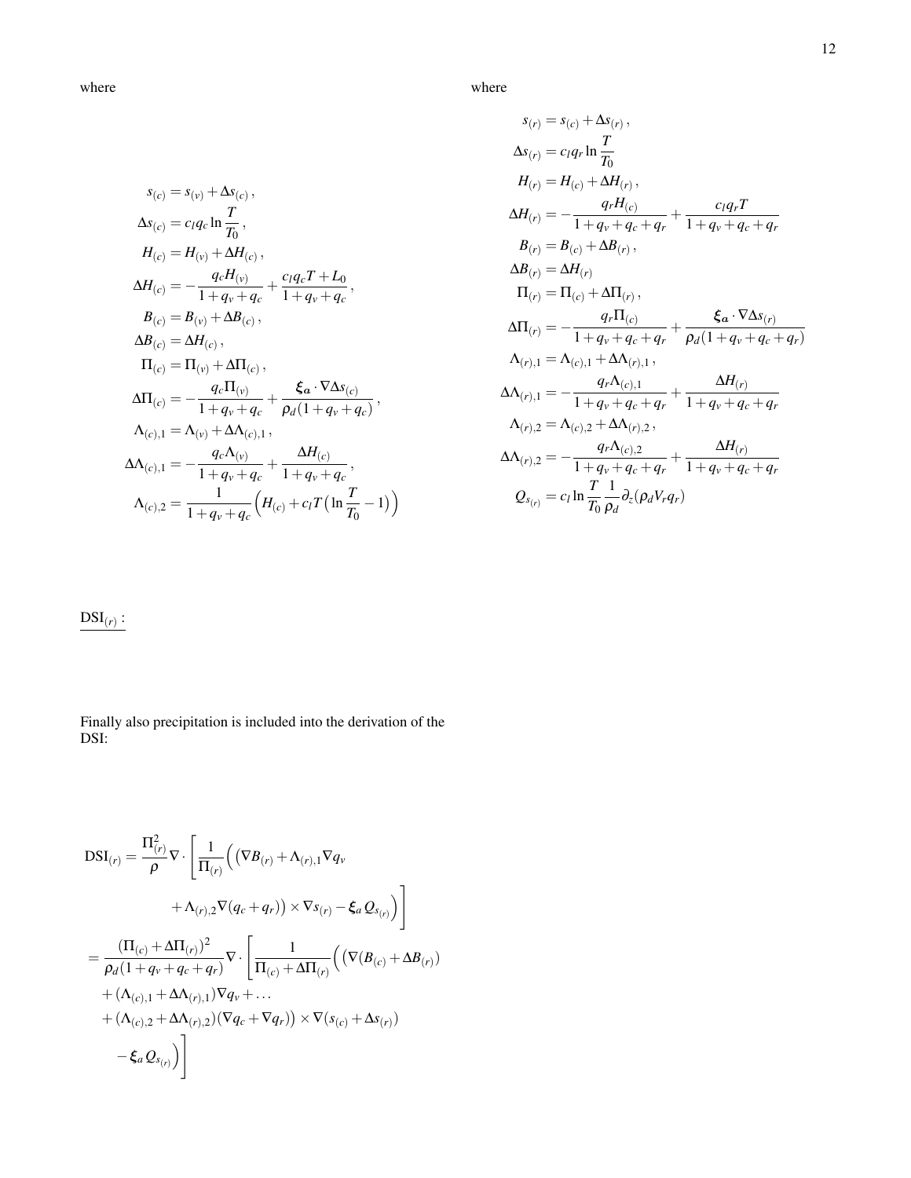where

$$
\begin{aligned}
s_{(c)} &= s_{(v)} + \Delta s_{(c)}\,, \\
\Delta s_{(c)} &= c_l q_c \ln\frac{T}{T_0}\,, \\
H_{(c)} &= H_{(v)} + \Delta H_{(c)}\,, \\
\Delta H_{(c)} &= -\frac{q_c H_{(v)}}{1+q_v+q_c} + \frac{c_l q_c T + L_0}{1+q_v+q_c}\,, \\
B_{(c)} &= B_{(v)} + \Delta B_{(c)}\,, \\
\Delta B_{(c)} &= \Delta H_{(c)}\,, \\
\Pi_{(c)} &= \Pi_{(v)} + \Delta\Pi_{(c)}\,, \\
\Delta\Pi_{(c)} &= -\frac{q_c \Pi_{(v)}}{1+q_v+q_c} + \frac{\boldsymbol{\xi_a}\cdot\nabla\Delta s_{(c)}}{\rho_d(1+q_v+q_c)}\,, \\
\Lambda_{(c),1} &= \Lambda_{(v)} + \Delta\Lambda_{(c),1}\,, \\
\Delta\Lambda_{(c),1} &= -\frac{q_c \Lambda_{(v)}}{1+q_v+q_c} + \frac{\Delta H_{(c)}}{1+q_v+q_c}\,, \\
\Lambda_{(c),2} &= \frac{1}{1+q_v+q_c}\Big(H_{(c)} + c_l T\big(\ln\frac{T}{T_0} - 1\big)\Big)
\end{aligned}
$$

$\underline{\mathrm{DSI}_{(r)}:}$

Finally also precipitation is included into the derivation of the DSI:

$$
\begin{aligned}
\mathrm{DSI}_{(r)} &= \frac{\Pi_{(r)}^2}{\rho}\nabla\cdot\left[\frac{1}{\Pi_{(r)}}\Big(\big(\nabla B_{(r)} + \Lambda_{(r),1}\nabla q_v \right. \\
&\qquad \left. + \Lambda_{(r),2}\nabla(q_c+q_r)\big)\times\nabla s_{(r)} - \boldsymbol{\xi}_a\, Q_{s_{(r)}}\Big)\right] \\
&= \frac{(\Pi_{(c)}+\Delta\Pi_{(r)})^2}{\rho_d(1+q_v+q_c+q_r)}\nabla\cdot\left[\frac{1}{\Pi_{(c)}+\Delta\Pi_{(r)}}\Big(\big(\nabla(B_{(c)}+\Delta B_{(r)})\right. \\
&\quad + (\Lambda_{(c),1}+\Delta\Lambda_{(r),1})\nabla q_v + \ldots \\
&\quad + (\Lambda_{(c),2}+\Delta\Lambda_{(r),2})(\nabla q_c + \nabla q_r)\big)\times\nabla(s_{(c)}+\Delta s_{(r)}) \\
&\quad \left. - \boldsymbol{\xi}_a\, Q_{s_{(r)}}\Big)\right]
\end{aligned}
$$

where

$$
\begin{aligned}
s_{(r)} &= s_{(c)} + \Delta s_{(r)}\,, \\
\Delta s_{(r)} &= c_l q_r \ln\frac{T}{T_0} \\
H_{(r)} &= H_{(c)} + \Delta H_{(r)}\,, \\
\Delta H_{(r)} &= -\frac{q_r H_{(c)}}{1+q_v+q_c+q_r} + \frac{c_l q_r T}{1+q_v+q_c+q_r} \\
B_{(r)} &= B_{(c)} + \Delta B_{(r)}\,, \\
\Delta B_{(r)} &= \Delta H_{(r)} \\
\Pi_{(r)} &= \Pi_{(c)} + \Delta\Pi_{(r)}\,, \\
\Delta\Pi_{(r)} &= -\frac{q_r \Pi_{(c)}}{1+q_v+q_c+q_r} + \frac{\boldsymbol{\xi_a}\cdot\nabla\Delta s_{(r)}}{\rho_d(1+q_v+q_c+q_r)} \\
\Lambda_{(r),1} &= \Lambda_{(c),1} + \Delta\Lambda_{(r),1}\,, \\
\Delta\Lambda_{(r),1} &= -\frac{q_r \Lambda_{(c),1}}{1+q_v+q_c+q_r} + \frac{\Delta H_{(r)}}{1+q_v+q_c+q_r} \\
\Lambda_{(r),2} &= \Lambda_{(c),2} + \Delta\Lambda_{(r),2}\,, \\
\Delta\Lambda_{(r),2} &= -\frac{q_r \Lambda_{(c),2}}{1+q_v+q_c+q_r} + \frac{\Delta H_{(r)}}{1+q_v+q_c+q_r} \\
Q_{s_{(r)}} &= c_l \ln\frac{T}{T_0}\frac{1}{\rho_d}\partial_z(\rho_d V_r q_r)
\end{aligned}
$$